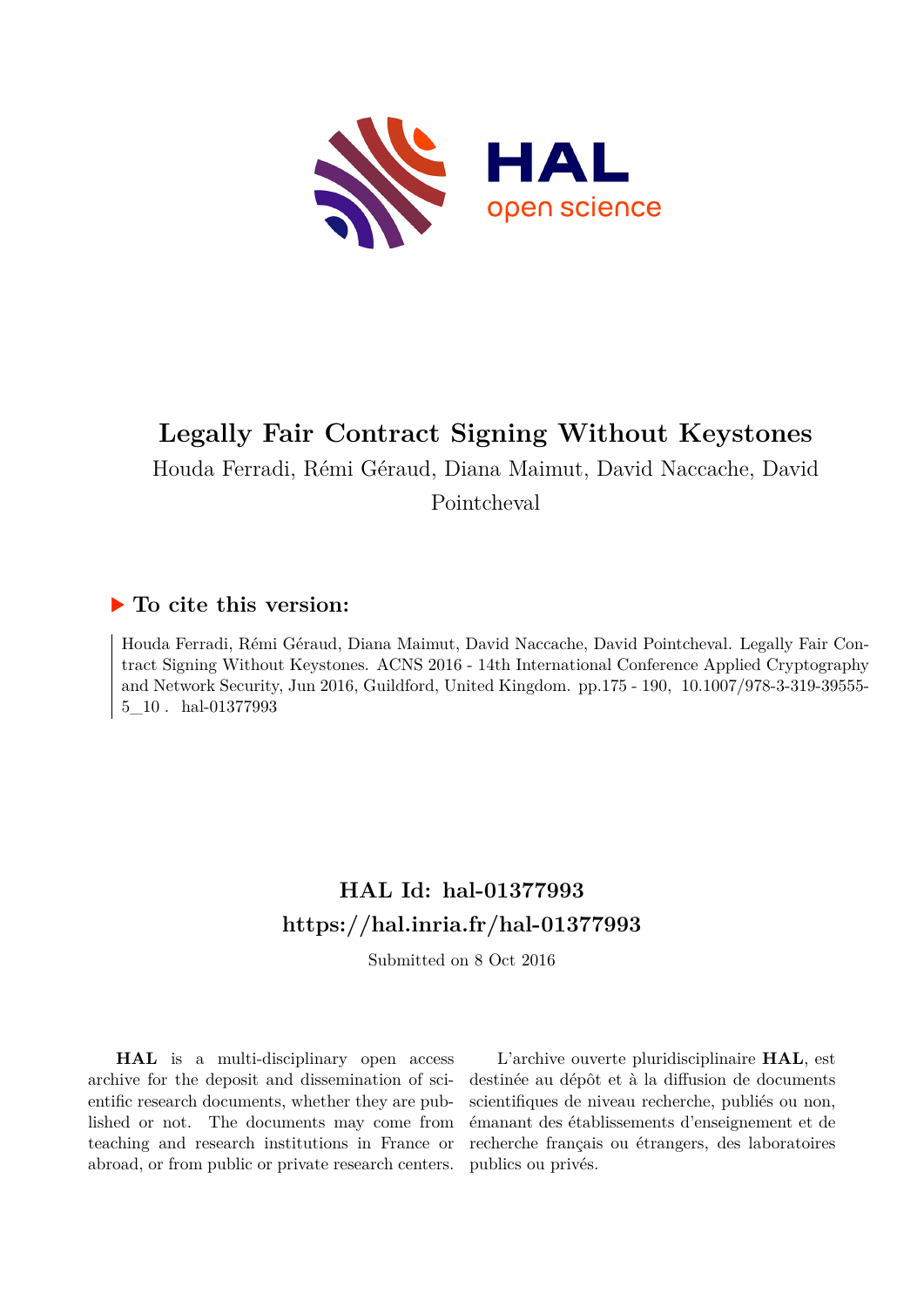# Legally Fair Contract Signing Without Keystones

Houda Ferradi, Rémi Géraud, Diana Maimut, David Naccache, David Pointcheval

## ▶ To cite this version:

Houda Ferradi, Rémi Géraud, Diana Maimut, David Naccache, David Pointcheval. Legally Fair Contract Signing Without Keystones. ACNS 2016 - 14th International Conference Applied Cryptography and Network Security, Jun 2016, Guildford, United Kingdom. pp.175 - 190, 10.1007/978-3-319-39555-5_10 . hal-01377993

## HAL Id: hal-01377993
## https://hal.inria.fr/hal-01377993

Submitted on 8 Oct 2016

**HAL** is a multi-disciplinary open access archive for the deposit and dissemination of scientific research documents, whether they are published or not. The documents may come from teaching and research institutions in France or abroad, or from public or private research centers.

L'archive ouverte pluridisciplinaire **HAL**, est destinée au dépôt et à la diffusion de documents scientifiques de niveau recherche, publiés ou non, émanant des établissements d'enseignement et de recherche français ou étrangers, des laboratoires publics ou privés.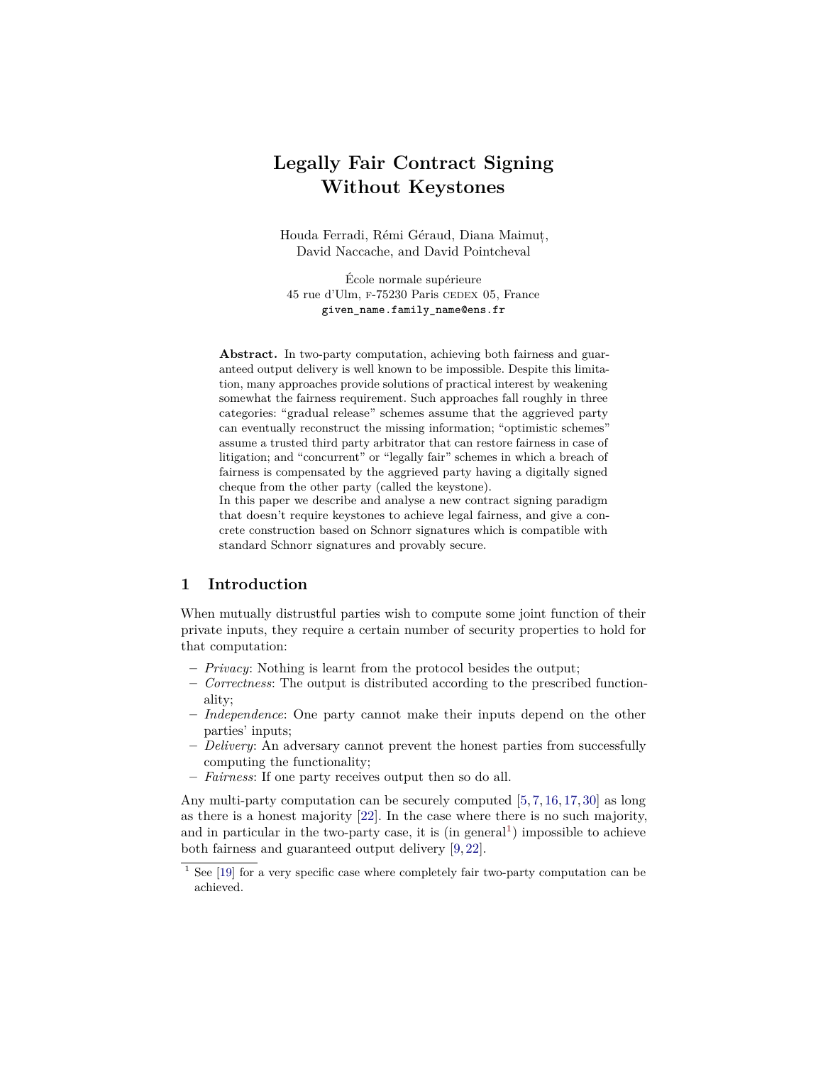# Legally Fair Contract Signing Without Keystones

Houda Ferradi, Rémi Géraud, Diana Maimuț,
David Naccache, and David Pointcheval

École normale supérieure
45 rue d'Ulm, F-75230 Paris CEDEX 05, France
`given_name.family_name@ens.fr`

**Abstract.** In two-party computation, achieving both fairness and guaranteed output delivery is well known to be impossible. Despite this limitation, many approaches provide solutions of practical interest by weakening somewhat the fairness requirement. Such approaches fall roughly in three categories: "gradual release" schemes assume that the aggrieved party can eventually reconstruct the missing information; "optimistic schemes" assume a trusted third party arbitrator that can restore fairness in case of litigation; and "concurrent" or "legally fair" schemes in which a breach of fairness is compensated by the aggrieved party having a digitally signed cheque from the other party (called the keystone).
In this paper we describe and analyse a new contract signing paradigm that doesn't require keystones to achieve legal fairness, and give a concrete construction based on Schnorr signatures which is compatible with standard Schnorr signatures and provably secure.

## 1 Introduction

When mutually distrustful parties wish to compute some joint function of their private inputs, they require a certain number of security properties to hold for that computation:

- *Privacy*: Nothing is learnt from the protocol besides the output;
- *Correctness*: The output is distributed according to the prescribed functionality;
- *Independence*: One party cannot make their inputs depend on the other parties' inputs;
- *Delivery*: An adversary cannot prevent the honest parties from successfully computing the functionality;
- *Fairness*: If one party receives output then so do all.

Any multi-party computation can be securely computed [5, 7, 16, 17, 30] as long as there is a honest majority [22]. In the case where there is no such majority, and in particular in the two-party case, it is (in general[1]) impossible to achieve both fairness and guaranteed output delivery [9, 22].

[1] See [19] for a very specific case where completely fair two-party computation can be achieved.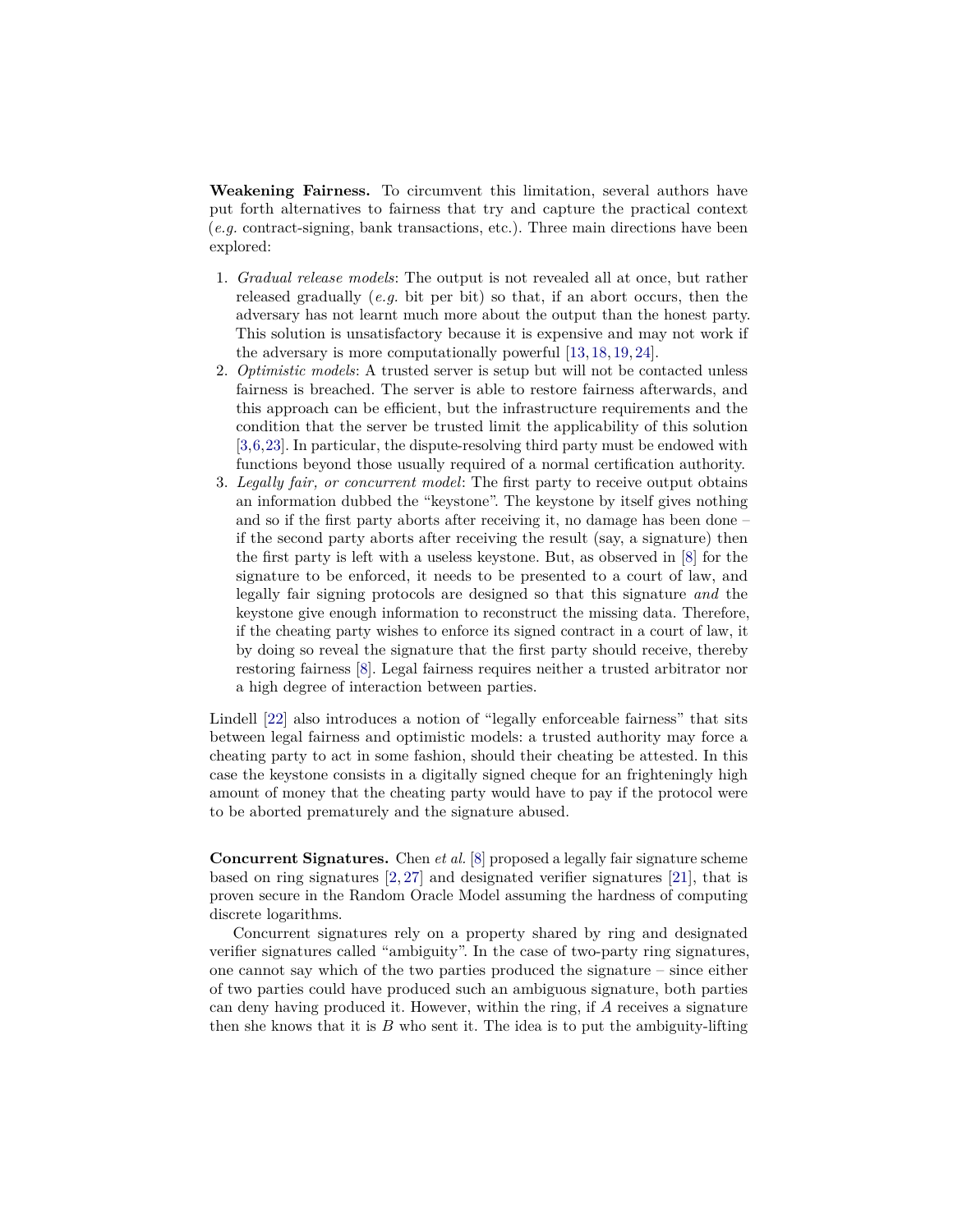**Weakening Fairness.** To circumvent this limitation, several authors have put forth alternatives to fairness that try and capture the practical context (*e.g.* contract-signing, bank transactions, etc.). Three main directions have been explored:

1. *Gradual release models*: The output is not revealed all at once, but rather released gradually (*e.g.* bit per bit) so that, if an abort occurs, then the adversary has not learnt much more about the output than the honest party. This solution is unsatisfactory because it is expensive and may not work if the adversary is more computationally powerful [13, 18, 19, 24].
2. *Optimistic models*: A trusted server is setup but will not be contacted unless fairness is breached. The server is able to restore fairness afterwards, and this approach can be efficient, but the infrastructure requirements and the condition that the server be trusted limit the applicability of this solution [3,6,23]. In particular, the dispute-resolving third party must be endowed with functions beyond those usually required of a normal certification authority.
3. *Legally fair, or concurrent model*: The first party to receive output obtains an information dubbed the "keystone". The keystone by itself gives nothing and so if the first party aborts after receiving it, no damage has been done – if the second party aborts after receiving the result (say, a signature) then the first party is left with a useless keystone. But, as observed in [8] for the signature to be enforced, it needs to be presented to a court of law, and legally fair signing protocols are designed so that this signature *and* the keystone give enough information to reconstruct the missing data. Therefore, if the cheating party wishes to enforce its signed contract in a court of law, it by doing so reveal the signature that the first party should receive, thereby restoring fairness [8]. Legal fairness requires neither a trusted arbitrator nor a high degree of interaction between parties.

Lindell [22] also introduces a notion of "legally enforceable fairness" that sits between legal fairness and optimistic models: a trusted authority may force a cheating party to act in some fashion, should their cheating be attested. In this case the keystone consists in a digitally signed cheque for an frighteningly high amount of money that the cheating party would have to pay if the protocol were to be aborted prematurely and the signature abused.

**Concurrent Signatures.** Chen *et al.* [8] proposed a legally fair signature scheme based on ring signatures [2, 27] and designated verifier signatures [21], that is proven secure in the Random Oracle Model assuming the hardness of computing discrete logarithms.

Concurrent signatures rely on a property shared by ring and designated verifier signatures called "ambiguity". In the case of two-party ring signatures, one cannot say which of the two parties produced the signature – since either of two parties could have produced such an ambiguous signature, both parties can deny having produced it. However, within the ring, if $A$ receives a signature then she knows that it is $B$ who sent it. The idea is to put the ambiguity-lifting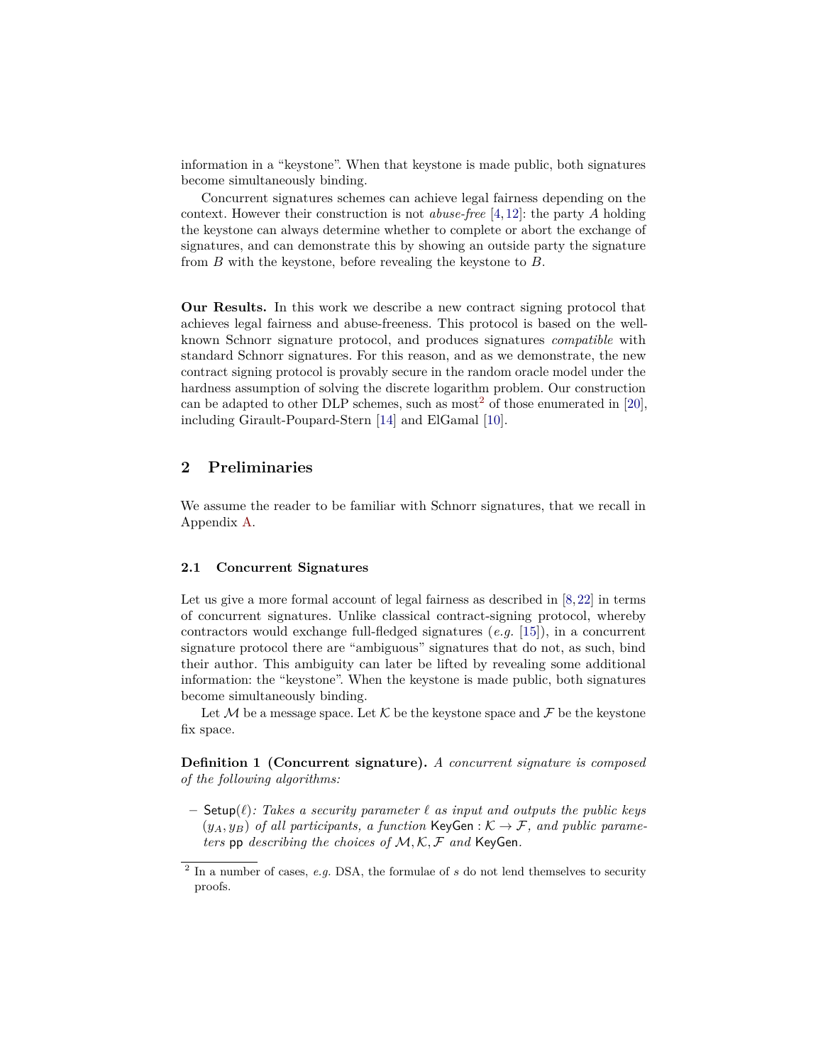information in a "keystone". When that keystone is made public, both signatures become simultaneously binding.

Concurrent signatures schemes can achieve legal fairness depending on the context. However their construction is not *abuse-free* [4, 12]: the party $A$ holding the keystone can always determine whether to complete or abort the exchange of signatures, and can demonstrate this by showing an outside party the signature from $B$ with the keystone, before revealing the keystone to $B$.

**Our Results.** In this work we describe a new contract signing protocol that achieves legal fairness and abuse-freeness. This protocol is based on the well-known Schnorr signature protocol, and produces signatures *compatible* with standard Schnorr signatures. For this reason, and as we demonstrate, the new contract signing protocol is provably secure in the random oracle model under the hardness assumption of solving the discrete logarithm problem. Our construction can be adapted to other DLP schemes, such as most[2] of those enumerated in [20], including Girault-Poupard-Stern [14] and ElGamal [10].

## 2 Preliminaries

We assume the reader to be familiar with Schnorr signatures, that we recall in Appendix A.

### 2.1 Concurrent Signatures

Let us give a more formal account of legal fairness as described in [8, 22] in terms of concurrent signatures. Unlike classical contract-signing protocol, whereby contractors would exchange full-fledged signatures (*e.g.* [15]), in a concurrent signature protocol there are "ambiguous" signatures that do not, as such, bind their author. This ambiguity can later be lifted by revealing some additional information: the "keystone". When the keystone is made public, both signatures become simultaneously binding.

Let $\mathcal{M}$ be a message space. Let $\mathcal{K}$ be the keystone space and $\mathcal{F}$ be the keystone fix space.

**Definition 1 (Concurrent signature).** *A concurrent signature is composed of the following algorithms:*

- $\mathsf{Setup}(\ell)$*: Takes a security parameter $\ell$ as input and outputs the public keys $(y_A, y_B)$ of all participants, a function $\mathsf{KeyGen} : \mathcal{K} \to \mathcal{F}$, and public parameters $\mathsf{pp}$ describing the choices of $\mathcal{M}, \mathcal{K}, \mathcal{F}$ and $\mathsf{KeyGen}$.*

[2] In a number of cases, *e.g.* DSA, the formulae of $s$ do not lend themselves to security proofs.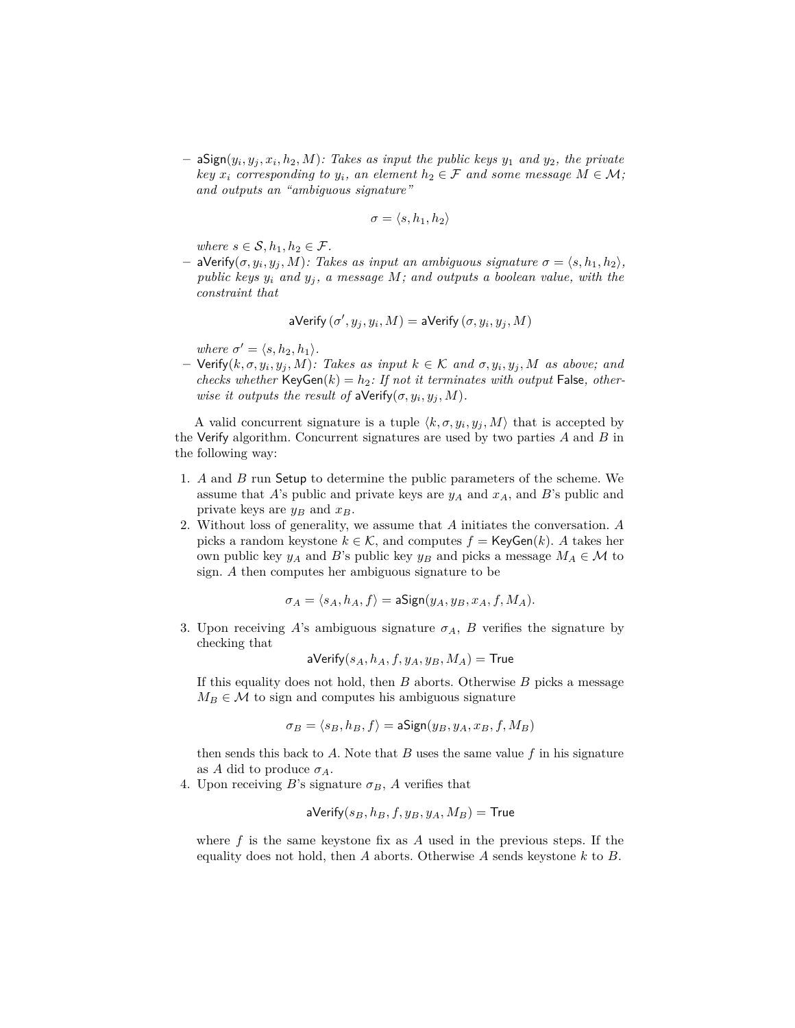– $\mathsf{aSign}(y_i, y_j, x_i, h_2, M)$*: Takes as input the public keys* $y_1$ *and* $y_2$*, the private key* $x_i$ *corresponding to* $y_i$*, an element* $h_2 \in \mathcal{F}$ *and some message* $M \in \mathcal{M}$*; and outputs an "ambiguous signature"*

$$\sigma = \langle s, h_1, h_2 \rangle$$

*where* $s \in \mathcal{S}, h_1, h_2 \in \mathcal{F}$*.*

– $\mathsf{aVerify}(\sigma, y_i, y_j, M)$*: Takes as input an ambiguous signature* $\sigma = \langle s, h_1, h_2 \rangle$*, public keys* $y_i$ *and* $y_j$*, a message* $M$*; and outputs a boolean value, with the constraint that*

$$\mathsf{aVerify}\left(\sigma', y_j, y_i, M\right) = \mathsf{aVerify}\left(\sigma, y_i, y_j, M\right)$$

*where* $\sigma' = \langle s, h_2, h_1 \rangle$*.*

– $\mathsf{Verify}(k, \sigma, y_i, y_j, M)$*: Takes as input* $k \in \mathcal{K}$ *and* $\sigma, y_i, y_j, M$ *as above; and checks whether* $\mathsf{KeyGen}(k) = h_2$*: If not it terminates with output* $\mathsf{False}$*, otherwise it outputs the result of* $\mathsf{aVerify}(\sigma, y_i, y_j, M)$*.*

A valid concurrent signature is a tuple $\langle k, \sigma, y_i, y_j, M \rangle$ that is accepted by the Verify algorithm. Concurrent signatures are used by two parties $A$ and $B$ in the following way:

1. $A$ and $B$ run Setup to determine the public parameters of the scheme. We assume that $A$'s public and private keys are $y_A$ and $x_A$, and $B$'s public and private keys are $y_B$ and $x_B$.
2. Without loss of generality, we assume that $A$ initiates the conversation. $A$ picks a random keystone $k \in \mathcal{K}$, and computes $f = \mathsf{KeyGen}(k)$. $A$ takes her own public key $y_A$ and $B$'s public key $y_B$ and picks a message $M_A \in \mathcal{M}$ to sign. $A$ then computes her ambiguous signature to be

$$\sigma_A = \langle s_A, h_A, f \rangle = \mathsf{aSign}(y_A, y_B, x_A, f, M_A).$$

3. Upon receiving $A$'s ambiguous signature $\sigma_A$, $B$ verifies the signature by checking that

$$\mathsf{aVerify}(s_A, h_A, f, y_A, y_B, M_A) = \mathsf{True}$$

   If this equality does not hold, then $B$ aborts. Otherwise $B$ picks a message $M_B \in \mathcal{M}$ to sign and computes his ambiguous signature

$$\sigma_B = \langle s_B, h_B, f \rangle = \mathsf{aSign}(y_B, y_A, x_B, f, M_B)$$

   then sends this back to $A$. Note that $B$ uses the same value $f$ in his signature as $A$ did to produce $\sigma_A$.
4. Upon receiving $B$'s signature $\sigma_B$, $A$ verifies that

$$\mathsf{aVerify}(s_B, h_B, f, y_B, y_A, M_B) = \mathsf{True}$$

   where $f$ is the same keystone fix as $A$ used in the previous steps. If the equality does not hold, then $A$ aborts. Otherwise $A$ sends keystone $k$ to $B$.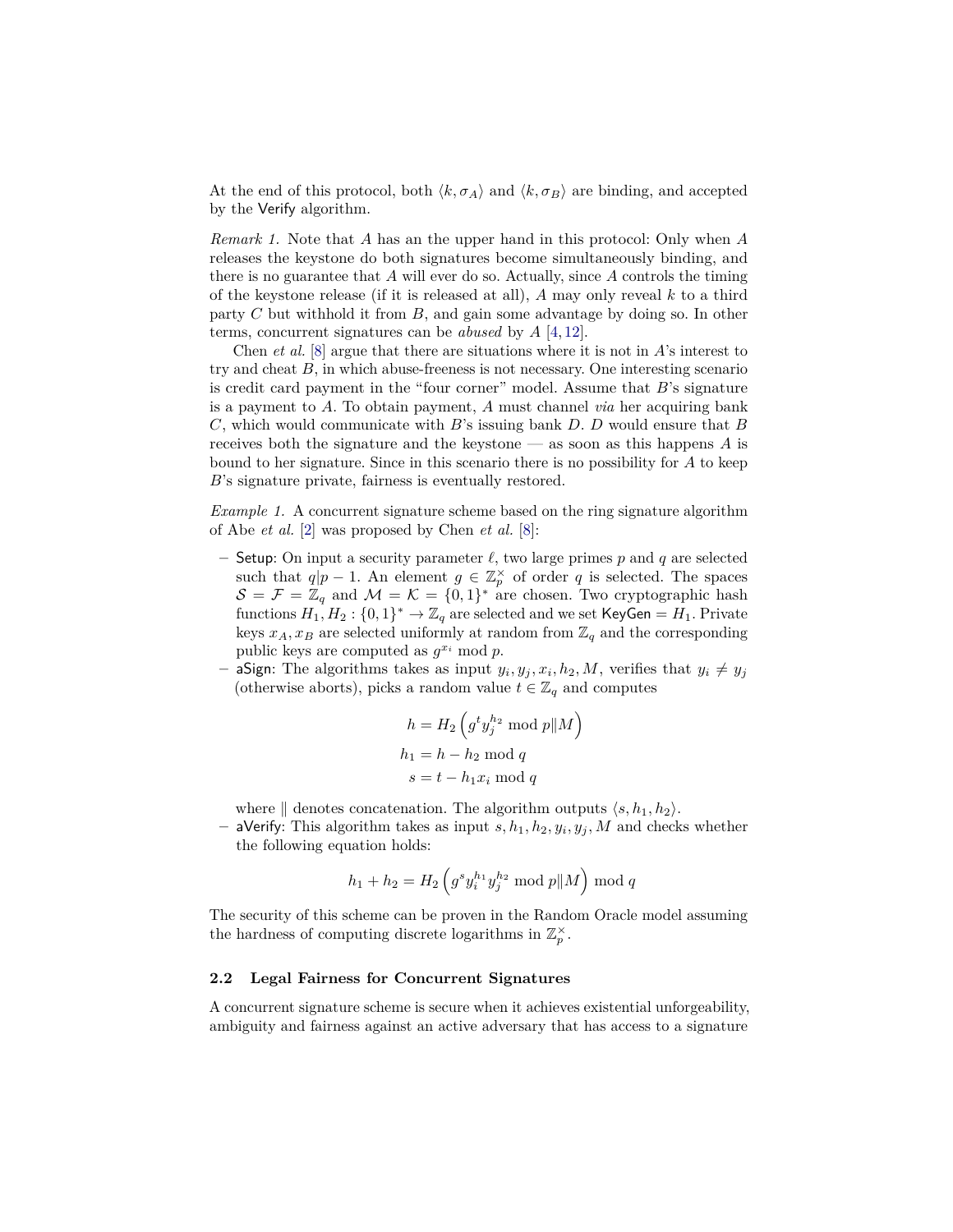At the end of this protocol, both $\langle k, \sigma_A \rangle$ and $\langle k, \sigma_B \rangle$ are binding, and accepted by the Verify algorithm.

*Remark 1.* Note that $A$ has an the upper hand in this protocol: Only when $A$ releases the keystone do both signatures become simultaneously binding, and there is no guarantee that $A$ will ever do so. Actually, since $A$ controls the timing of the keystone release (if it is released at all), $A$ may only reveal $k$ to a third party $C$ but withhold it from $B$, and gain some advantage by doing so. In other terms, concurrent signatures can be *abused* by $A$ [4, 12].

Chen *et al.* [8] argue that there are situations where it is not in $A$'s interest to try and cheat $B$, in which abuse-freeness is not necessary. One interesting scenario is credit card payment in the "four corner" model. Assume that $B$'s signature is a payment to $A$. To obtain payment, $A$ must channel *via* her acquiring bank $C$, which would communicate with $B$'s issuing bank $D$. $D$ would ensure that $B$ receives both the signature and the keystone — as soon as this happens $A$ is bound to her signature. Since in this scenario there is no possibility for $A$ to keep $B$'s signature private, fairness is eventually restored.

*Example 1.* A concurrent signature scheme based on the ring signature algorithm of Abe *et al.* [2] was proposed by Chen *et al.* [8]:

- Setup: On input a security parameter $\ell$, two large primes $p$ and $q$ are selected such that $q | p-1$. An element $g \in \mathbb{Z}_p^\times$ of order $q$ is selected. The spaces $\mathcal{S} = \mathcal{F} = \mathbb{Z}_q$ and $\mathcal{M} = \mathcal{K} = \{0,1\}^*$ are chosen. Two cryptographic hash functions $H_1, H_2 : \{0,1\}^* \to \mathbb{Z}_q$ are selected and we set $\mathsf{KeyGen} = H_1$. Private keys $x_A, x_B$ are selected uniformly at random from $\mathbb{Z}_q$ and the corresponding public keys are computed as $g^{x_i} \bmod p$.
- aSign: The algorithms takes as input $y_i, y_j, x_i, h_2, M$, verifies that $y_i \neq y_j$ (otherwise aborts), picks a random value $t \in \mathbb{Z}_q$ and computes

$$h = H_2\left(g^t y_j^{h_2} \bmod p \| M\right)$$
$$h_1 = h - h_2 \bmod q$$
$$s = t - h_1 x_i \bmod q$$

  where $\|$ denotes concatenation. The algorithm outputs $\langle s, h_1, h_2 \rangle$.
- aVerify: This algorithm takes as input $s, h_1, h_2, y_i, y_j, M$ and checks whether the following equation holds:

$$h_1 + h_2 = H_2\left(g^s y_i^{h_1} y_j^{h_2} \bmod p \| M\right) \bmod q$$

The security of this scheme can be proven in the Random Oracle model assuming the hardness of computing discrete logarithms in $\mathbb{Z}_p^\times$.

### 2.2 Legal Fairness for Concurrent Signatures

A concurrent signature scheme is secure when it achieves existential unforgeability, ambiguity and fairness against an active adversary that has access to a signature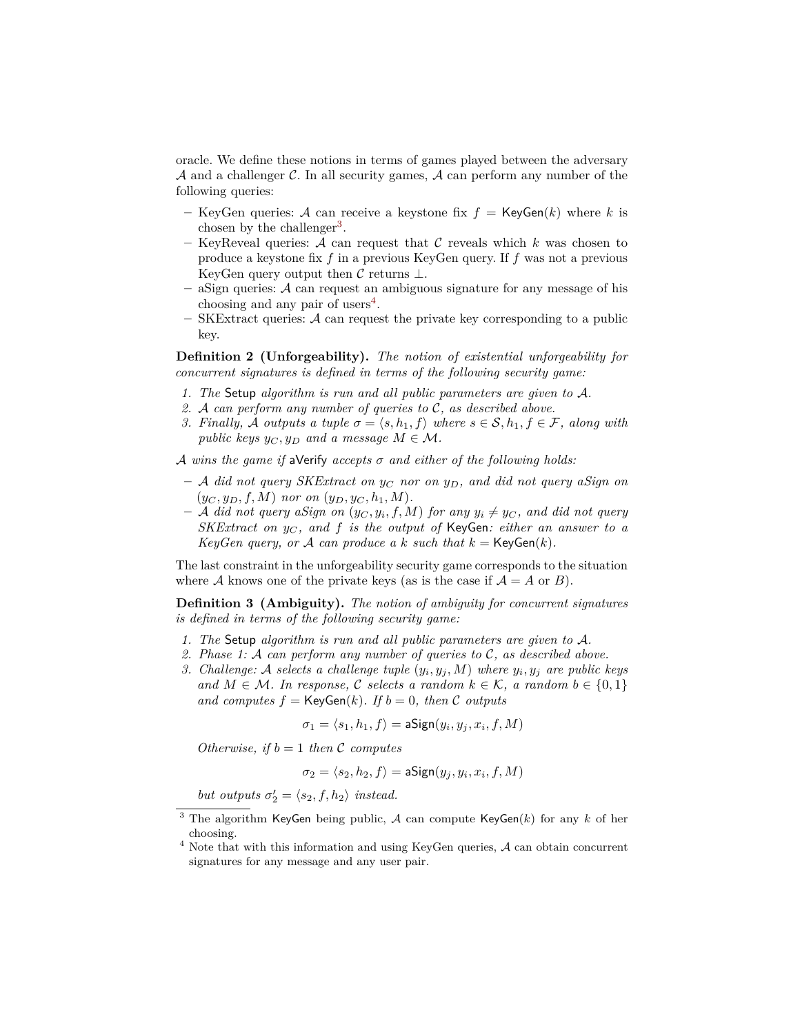oracle. We define these notions in terms of games played between the adversary $\mathcal{A}$ and a challenger $\mathcal{C}$. In all security games, $\mathcal{A}$ can perform any number of the following queries:

- KeyGen queries: $\mathcal{A}$ can receive a keystone fix $f = \mathsf{KeyGen}(k)$ where $k$ is chosen by the challenger[3].
- KeyReveal queries: $\mathcal{A}$ can request that $\mathcal{C}$ reveals which $k$ was chosen to produce a keystone fix $f$ in a previous KeyGen query. If $f$ was not a previous KeyGen query output then $\mathcal{C}$ returns $\perp$.
- aSign queries: $\mathcal{A}$ can request an ambiguous signature for any message of his choosing and any pair of users[4].
- SKExtract queries: $\mathcal{A}$ can request the private key corresponding to a public key.

**Definition 2 (Unforgeability).** *The notion of existential unforgeability for concurrent signatures is defined in terms of the following security game:*

1. *The* $\mathsf{Setup}$ *algorithm is run and all public parameters are given to* $\mathcal{A}$*.*
2. $\mathcal{A}$ *can perform any number of queries to* $\mathcal{C}$*, as described above.*
3. *Finally,* $\mathcal{A}$ *outputs a tuple* $\sigma = \langle s, h_1, f \rangle$ *where* $s \in \mathcal{S}, h_1, f \in \mathcal{F}$*, along with public keys* $y_C, y_D$ *and a message* $M \in \mathcal{M}$*.*

$\mathcal{A}$ *wins the game if* $\mathsf{aVerify}$ *accepts* $\sigma$ *and either of the following holds:*

- $\mathcal{A}$ *did not query SKExtract on* $y_C$ *nor on* $y_D$*, and did not query aSign on* $(y_C, y_D, f, M)$ *nor on* $(y_D, y_C, h_1, M)$*.*
- $\mathcal{A}$ *did not query aSign on* $(y_C, y_i, f, M)$ *for any* $y_i \neq y_C$*, and did not query SKExtract on* $y_C$*, and* $f$ *is the output of* $\mathsf{KeyGen}$*: either an answer to a KeyGen query, or* $\mathcal{A}$ *can produce a* $k$ *such that* $k = \mathsf{KeyGen}(k)$*.*

The last constraint in the unforgeability security game corresponds to the situation where $\mathcal{A}$ knows one of the private keys (as is the case if $\mathcal{A} = A$ or $B$).

**Definition 3 (Ambiguity).** *The notion of ambiguity for concurrent signatures is defined in terms of the following security game:*

1. *The* $\mathsf{Setup}$ *algorithm is run and all public parameters are given to* $\mathcal{A}$*.*
2. *Phase 1:* $\mathcal{A}$ *can perform any number of queries to* $\mathcal{C}$*, as described above.*
3. *Challenge:* $\mathcal{A}$ *selects a challenge tuple* $(y_i, y_j, M)$ *where* $y_i, y_j$ *are public keys and* $M \in \mathcal{M}$*. In response,* $\mathcal{C}$ *selects a random* $k \in \mathcal{K}$*, a random* $b \in \{0, 1\}$ *and computes* $f = \mathsf{KeyGen}(k)$*. If* $b = 0$*, then* $\mathcal{C}$ *outputs*

$$\sigma_1 = \langle s_1, h_1, f \rangle = \mathsf{aSign}(y_i, y_j, x_i, f, M)$$

*Otherwise, if* $b = 1$ *then* $\mathcal{C}$ *computes*

$$\sigma_2 = \langle s_2, h_2, f \rangle = \mathsf{aSign}(y_j, y_i, x_i, f, M)$$

*but outputs* $\sigma_2' = \langle s_2, f, h_2 \rangle$ *instead.*

---

[3] The algorithm $\mathsf{KeyGen}$ being public, $\mathcal{A}$ can compute $\mathsf{KeyGen}(k)$ for any $k$ of her choosing.

[4] Note that with this information and using KeyGen queries, $\mathcal{A}$ can obtain concurrent signatures for any message and any user pair.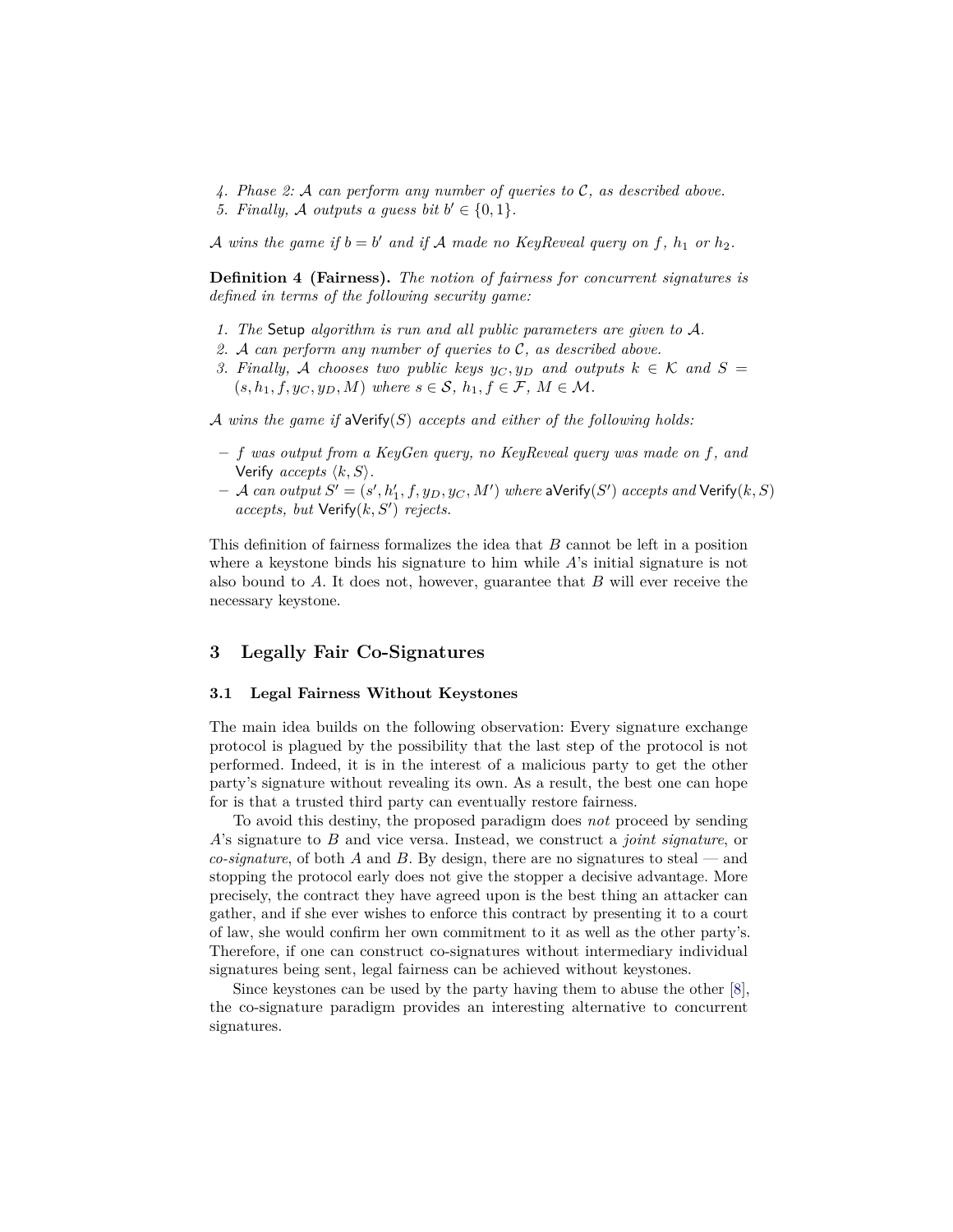4. *Phase 2: $\mathcal{A}$ can perform any number of queries to $\mathcal{C}$, as described above.*
5. *Finally, $\mathcal{A}$ outputs a guess bit $b' \in \{0,1\}$.*

*$\mathcal{A}$ wins the game if $b = b'$ and if $\mathcal{A}$ made no KeyReveal query on $f$, $h_1$ or $h_2$.*

**Definition 4 (Fairness).** *The notion of fairness for concurrent signatures is defined in terms of the following security game:*

1. *The* Setup *algorithm is run and all public parameters are given to $\mathcal{A}$.*
2. *$\mathcal{A}$ can perform any number of queries to $\mathcal{C}$, as described above.*
3. *Finally, $\mathcal{A}$ chooses two public keys $y_C, y_D$ and outputs $k \in \mathcal{K}$ and $S = (s, h_1, f, y_C, y_D, M)$ where $s \in \mathcal{S}$, $h_1, f \in \mathcal{F}$, $M \in \mathcal{M}$.*

*$\mathcal{A}$ wins the game if* $\mathsf{aVerify}(S)$ *accepts and either of the following holds:*

- *$f$ was output from a KeyGen query, no KeyReveal query was made on $f$, and* $\mathsf{Verify}$ *accepts $\langle k, S \rangle$.*
- *$\mathcal{A}$ can output $S' = (s', h'_1, f, y_D, y_C, M')$ where* $\mathsf{aVerify}(S')$ *accepts and* $\mathsf{Verify}(k, S)$ *accepts, but* $\mathsf{Verify}(k, S')$ *rejects.*

This definition of fairness formalizes the idea that $B$ cannot be left in a position where a keystone binds his signature to him while $A$'s initial signature is not also bound to $A$. It does not, however, guarantee that $B$ will ever receive the necessary keystone.

## 3 Legally Fair Co-Signatures

### 3.1 Legal Fairness Without Keystones

The main idea builds on the following observation: Every signature exchange protocol is plagued by the possibility that the last step of the protocol is not performed. Indeed, it is in the interest of a malicious party to get the other party's signature without revealing its own. As a result, the best one can hope for is that a trusted third party can eventually restore fairness.

To avoid this destiny, the proposed paradigm does *not* proceed by sending $A$'s signature to $B$ and vice versa. Instead, we construct a *joint signature*, or *co-signature*, of both $A$ and $B$. By design, there are no signatures to steal — and stopping the protocol early does not give the stopper a decisive advantage. More precisely, the contract they have agreed upon is the best thing an attacker can gather, and if she ever wishes to enforce this contract by presenting it to a court of law, she would confirm her own commitment to it as well as the other party's. Therefore, if one can construct co-signatures without intermediary individual signatures being sent, legal fairness can be achieved without keystones.

Since keystones can be used by the party having them to abuse the other [8], the co-signature paradigm provides an interesting alternative to concurrent signatures.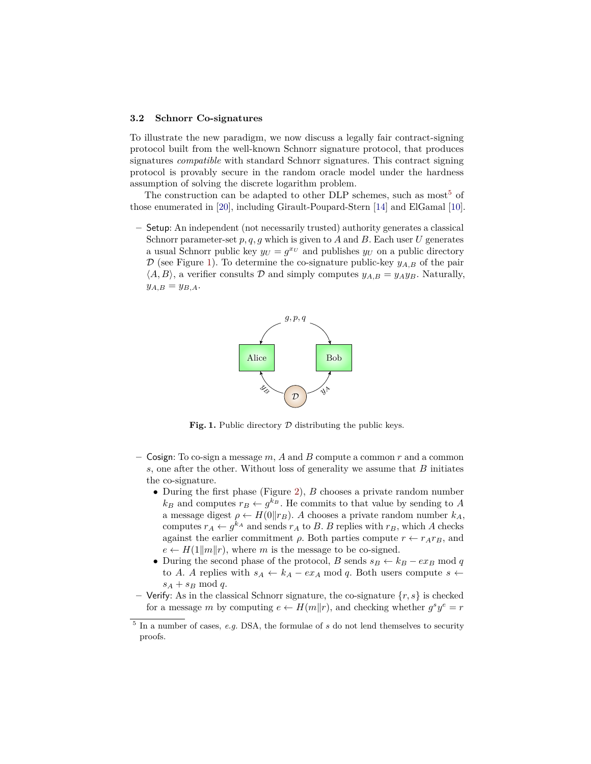### 3.2 Schnorr Co-signatures

To illustrate the new paradigm, we now discuss a legally fair contract-signing protocol built from the well-known Schnorr signature protocol, that produces signatures *compatible* with standard Schnorr signatures. This contract signing protocol is provably secure in the random oracle model under the hardness assumption of solving the discrete logarithm problem.

The construction can be adapted to other DLP schemes, such as most[5] of those enumerated in [20], including Girault-Poupard-Stern [14] and ElGamal [10].

– Setup: An independent (not necessarily trusted) authority generates a classical Schnorr parameter-set $p, q, g$ which is given to $A$ and $B$. Each user $U$ generates a usual Schnorr public key $y_U = g^{x_U}$ and publishes $y_U$ on a public directory $\mathcal{D}$ (see Figure 1). To determine the co-signature public-key $y_{A,B}$ of the pair $\langle A, B \rangle$, a verifier consults $\mathcal{D}$ and simply computes $y_{A,B} = y_A y_B$. Naturally, $y_{A,B} = y_{B,A}$.

**Fig. 1.** Public directory $\mathcal{D}$ distributing the public keys.

– Cosign: To co-sign a message $m$, $A$ and $B$ compute a common $r$ and a common $s$, one after the other. Without loss of generality we assume that $B$ initiates the co-signature.
  - During the first phase (Figure 2), $B$ chooses a private random number $k_B$ and computes $r_B \leftarrow g^{k_B}$. He commits to that value by sending to $A$ a message digest $\rho \leftarrow H(0 \| r_B)$. $A$ chooses a private random number $k_A$, computes $r_A \leftarrow g^{k_A}$ and sends $r_A$ to $B$. $B$ replies with $r_B$, which $A$ checks against the earlier commitment $\rho$. Both parties compute $r \leftarrow r_A r_B$, and $e \leftarrow H(1 \| m \| r)$, where $m$ is the message to be co-signed.
  - During the second phase of the protocol, $B$ sends $s_B \leftarrow k_B - e x_B \bmod q$ to $A$. $A$ replies with $s_A \leftarrow k_A - e x_A \bmod q$. Both users compute $s \leftarrow s_A + s_B \bmod q$.

– Verify: As in the classical Schnorr signature, the co-signature $\{r, s\}$ is checked for a message $m$ by computing $e \leftarrow H(m \| r)$, and checking whether $g^s y^e = r$

[5] In a number of cases, *e.g.* DSA, the formulae of $s$ do not lend themselves to security proofs.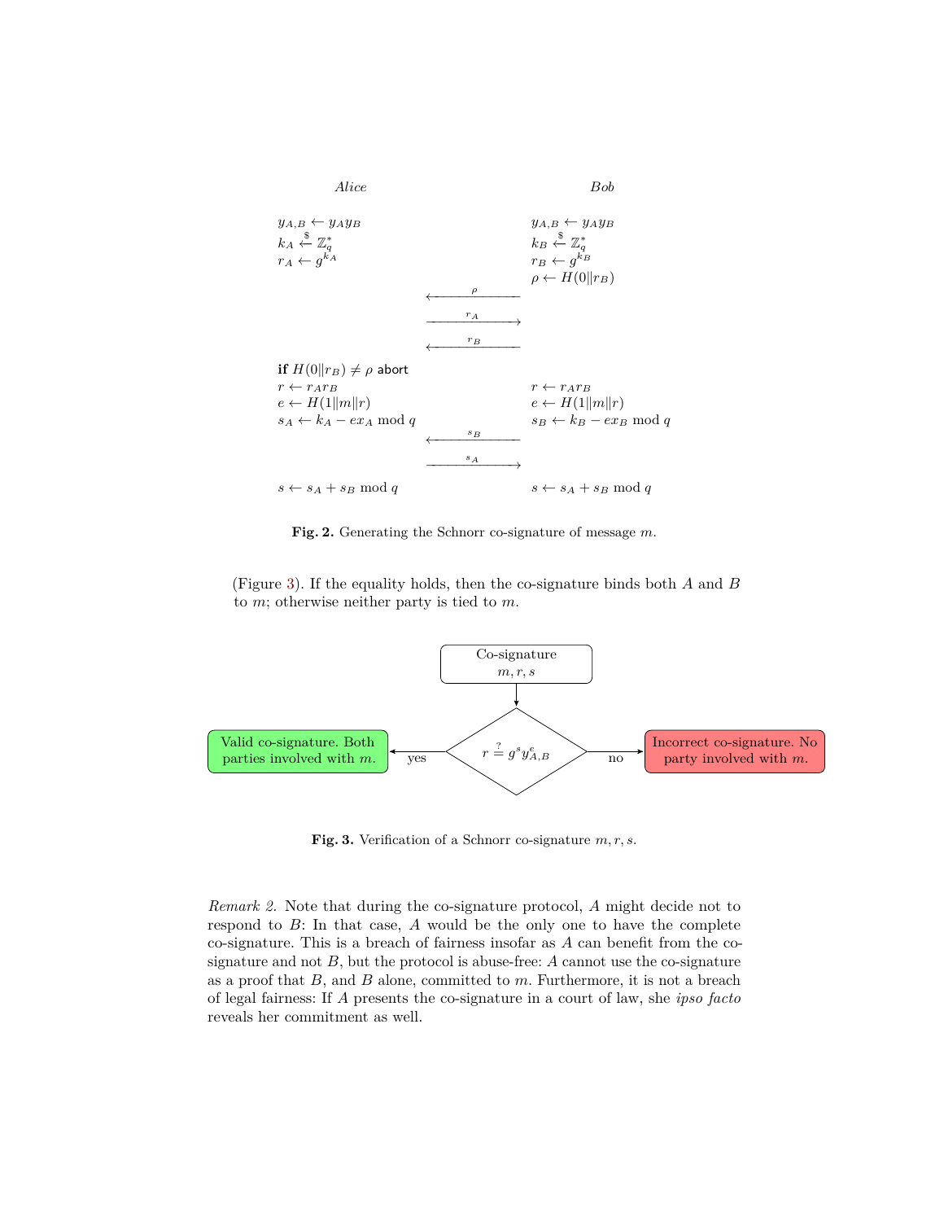| *Alice* | | *Bob* |
|---|---|---|
| $y_{A,B} \leftarrow y_A y_B$ | | $y_{A,B} \leftarrow y_A y_B$ |
| $k_A \xleftarrow{\$} \mathbb{Z}_q^*$ | | $k_B \xleftarrow{\$} \mathbb{Z}_q^*$ |
| $r_A \leftarrow g^{k_A}$ | | $r_B \leftarrow g^{k_B}$ |
| | | $\rho \leftarrow H(0 \| r_B)$ |
| | $\xleftarrow{\rho}$ | |
| | $\xrightarrow{r_A}$ | |
| | $\xleftarrow{r_B}$ | |
| **if** $H(0 \| r_B) \neq \rho$ abort | | |
| $r \leftarrow r_A r_B$ | | $r \leftarrow r_A r_B$ |
| $e \leftarrow H(1 \| m \| r)$ | | $e \leftarrow H(1 \| m \| r)$ |
| $s_A \leftarrow k_A - e x_A \bmod q$ | | $s_B \leftarrow k_B - e x_B \bmod q$ |
| | $\xleftarrow{s_B}$ | |
| | $\xrightarrow{s_A}$ | |
| $s \leftarrow s_A + s_B \bmod q$ | | $s \leftarrow s_A + s_B \bmod q$ |

**Fig. 2.** Generating the Schnorr co-signature of message $m$.

(Figure 3). If the equality holds, then the co-signature binds both $A$ and $B$ to $m$; otherwise neither party is tied to $m$.

Co-signature $m, r, s$ → $r \stackrel{?}{=} g^s y_{A,B}^e$
- yes → Valid co-signature. Both parties involved with $m$.
- no → Incorrect co-signature. No party involved with $m$.

**Fig. 3.** Verification of a Schnorr co-signature $m, r, s$.

*Remark 2.* Note that during the co-signature protocol, $A$ might decide not to respond to $B$: In that case, $A$ would be the only one to have the complete co-signature. This is a breach of fairness insofar as $A$ can benefit from the co-signature and not $B$, but the protocol is abuse-free: $A$ cannot use the co-signature as a proof that $B$, and $B$ alone, committed to $m$. Furthermore, it is not a breach of legal fairness: If $A$ presents the co-signature in a court of law, she *ipso facto* reveals her commitment as well.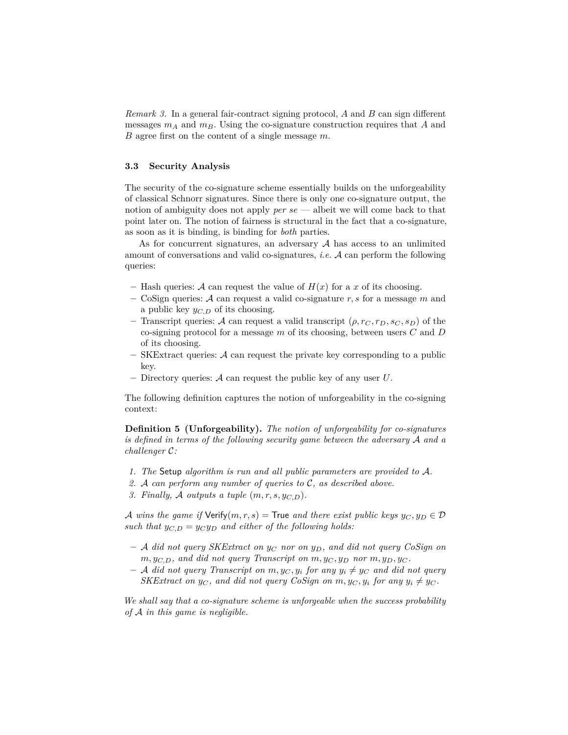*Remark 3.* In a general fair-contract signing protocol, $A$ and $B$ can sign different messages $m_A$ and $m_B$. Using the co-signature construction requires that $A$ and $B$ agree first on the content of a single message $m$.

### 3.3 Security Analysis

The security of the co-signature scheme essentially builds on the unforgeability of classical Schnorr signatures. Since there is only one co-signature output, the notion of ambiguity does not apply *per se* — albeit we will come back to that point later on. The notion of fairness is structural in the fact that a co-signature, as soon as it is binding, is binding for *both* parties.

As for concurrent signatures, an adversary $\mathcal{A}$ has access to an unlimited amount of conversations and valid co-signatures, *i.e.* $\mathcal{A}$ can perform the following queries:

- Hash queries: $\mathcal{A}$ can request the value of $H(x)$ for a $x$ of its choosing.
- CoSign queries: $\mathcal{A}$ can request a valid co-signature $r, s$ for a message $m$ and a public key $y_{C,D}$ of its choosing.
- Transcript queries: $\mathcal{A}$ can request a valid transcript $(\rho, r_C, r_D, s_C, s_D)$ of the co-signing protocol for a message $m$ of its choosing, between users $C$ and $D$ of its choosing.
- SKExtract queries: $\mathcal{A}$ can request the private key corresponding to a public key.
- Directory queries: $\mathcal{A}$ can request the public key of any user $U$.

The following definition captures the notion of unforgeability in the co-signing context:

**Definition 5 (Unforgeability).** *The notion of unforgeability for co-signatures is defined in terms of the following security game between the adversary $\mathcal{A}$ and a challenger $\mathcal{C}$:*

1. *The* Setup *algorithm is run and all public parameters are provided to $\mathcal{A}$.*
2. *$\mathcal{A}$ can perform any number of queries to $\mathcal{C}$, as described above.*
3. *Finally, $\mathcal{A}$ outputs a tuple $(m, r, s, y_{C,D})$.*

*$\mathcal{A}$ wins the game if* $\mathsf{Verify}(m, r, s) = \mathsf{True}$ *and there exist public keys $y_C, y_D \in \mathcal{D}$ such that $y_{C,D} = y_C y_D$ and either of the following holds:*

- *$\mathcal{A}$ did not query SKExtract on $y_C$ nor on $y_D$, and did not query CoSign on $m, y_{C,D}$, and did not query Transcript on $m, y_C, y_D$ nor $m, y_D, y_C$.*
- *$\mathcal{A}$ did not query Transcript on $m, y_C, y_i$ for any $y_i \neq y_C$ and did not query SKExtract on $y_C$, and did not query CoSign on $m, y_C, y_i$ for any $y_i \neq y_C$.*

*We shall say that a co-signature scheme is unforgeable when the success probability of $\mathcal{A}$ in this game is negligible.*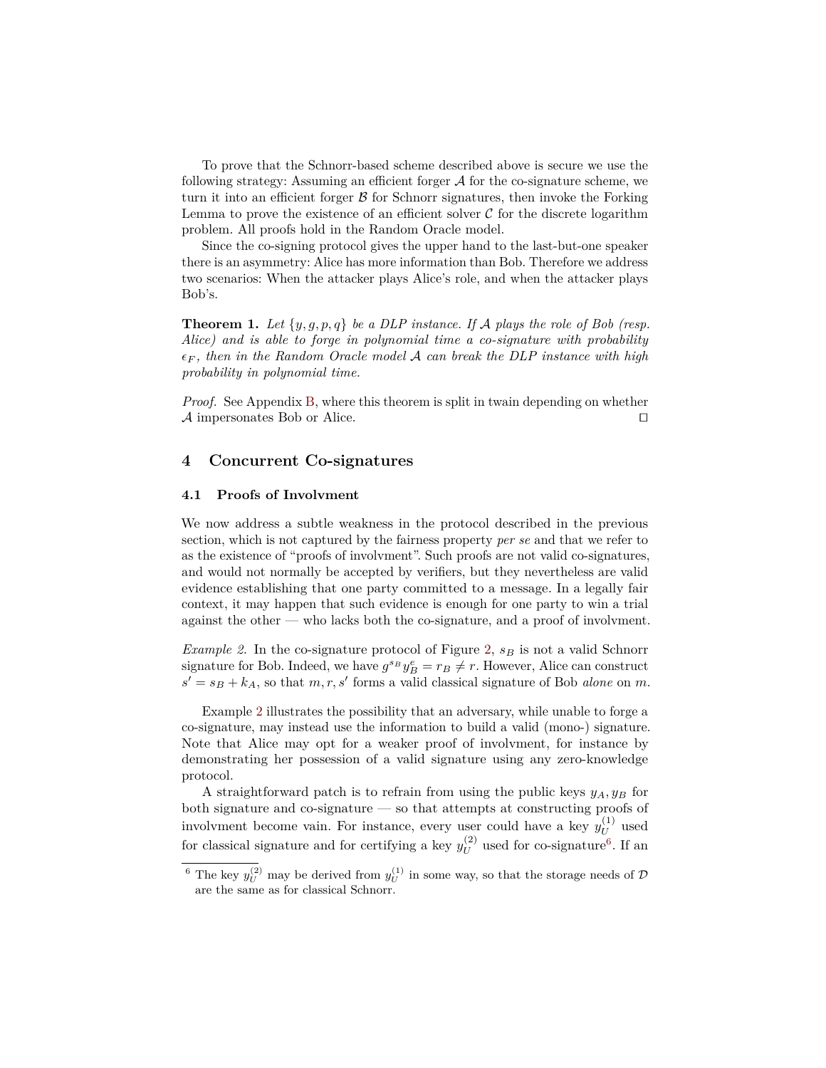To prove that the Schnorr-based scheme described above is secure we use the following strategy: Assuming an efficient forger $\mathcal{A}$ for the co-signature scheme, we turn it into an efficient forger $\mathcal{B}$ for Schnorr signatures, then invoke the Forking Lemma to prove the existence of an efficient solver $\mathcal{C}$ for the discrete logarithm problem. All proofs hold in the Random Oracle model.

Since the co-signing protocol gives the upper hand to the last-but-one speaker there is an asymmetry: Alice has more information than Bob. Therefore we address two scenarios: When the attacker plays Alice's role, and when the attacker plays Bob's.

**Theorem 1.** *Let $\{y, g, p, q\}$ be a DLP instance. If $\mathcal{A}$ plays the role of Bob (resp. Alice) and is able to forge in polynomial time a co-signature with probability $\epsilon_F$, then in the Random Oracle model $\mathcal{A}$ can break the DLP instance with high probability in polynomial time.*

*Proof.* See Appendix B, where this theorem is split in twain depending on whether $\mathcal{A}$ impersonates Bob or Alice. ◻

## 4 Concurrent Co-signatures

### 4.1 Proofs of Involvment

We now address a subtle weakness in the protocol described in the previous section, which is not captured by the fairness property *per se* and that we refer to as the existence of "proofs of involvment". Such proofs are not valid co-signatures, and would not normally be accepted by verifiers, but they nevertheless are valid evidence establishing that one party committed to a message. In a legally fair context, it may happen that such evidence is enough for one party to win a trial against the other — who lacks both the co-signature, and a proof of involvment.

*Example 2.* In the co-signature protocol of Figure 2, $s_B$ is not a valid Schnorr signature for Bob. Indeed, we have $g^{s_B} y_B^e = r_B \neq r$. However, Alice can construct $s' = s_B + k_A$, so that $m, r, s'$ forms a valid classical signature of Bob *alone* on $m$.

Example 2 illustrates the possibility that an adversary, while unable to forge a co-signature, may instead use the information to build a valid (mono-) signature. Note that Alice may opt for a weaker proof of involvment, for instance by demonstrating her possession of a valid signature using any zero-knowledge protocol.

A straightforward patch is to refrain from using the public keys $y_A, y_B$ for both signature and co-signature — so that attempts at constructing proofs of involvment become vain. For instance, every user could have a key $y_U^{(1)}$ used for classical signature and for certifying a key $y_U^{(2)}$ used for co-signature[6]. If an

[6] The key $y_U^{(2)}$ may be derived from $y_U^{(1)}$ in some way, so that the storage needs of $\mathcal{D}$ are the same as for classical Schnorr.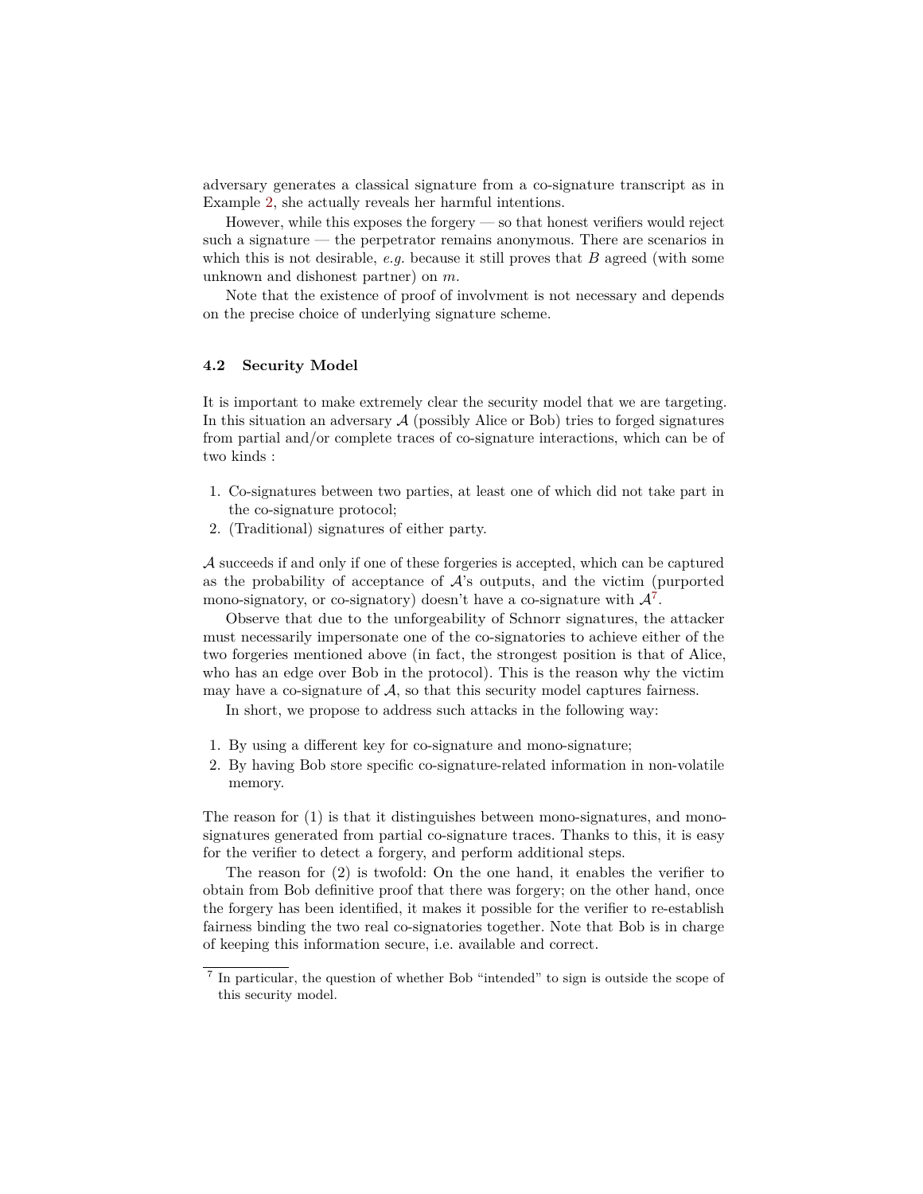adversary generates a classical signature from a co-signature transcript as in Example 2, she actually reveals her harmful intentions.

However, while this exposes the forgery — so that honest verifiers would reject such a signature — the perpetrator remains anonymous. There are scenarios in which this is not desirable, *e.g.* because it still proves that $B$ agreed (with some unknown and dishonest partner) on $m$.

Note that the existence of proof of involvment is not necessary and depends on the precise choice of underlying signature scheme.

### 4.2 Security Model

It is important to make extremely clear the security model that we are targeting. In this situation an adversary $\mathcal{A}$ (possibly Alice or Bob) tries to forged signatures from partial and/or complete traces of co-signature interactions, which can be of two kinds :

1. Co-signatures between two parties, at least one of which did not take part in the co-signature protocol;
2. (Traditional) signatures of either party.

$\mathcal{A}$ succeeds if and only if one of these forgeries is accepted, which can be captured as the probability of acceptance of $\mathcal{A}$'s outputs, and the victim (purported mono-signatory, or co-signatory) doesn't have a co-signature with $\mathcal{A}$[7].

Observe that due to the unforgeability of Schnorr signatures, the attacker must necessarily impersonate one of the co-signatories to achieve either of the two forgeries mentioned above (in fact, the strongest position is that of Alice, who has an edge over Bob in the protocol). This is the reason why the victim may have a co-signature of $\mathcal{A}$, so that this security model captures fairness.

In short, we propose to address such attacks in the following way:

1. By using a different key for co-signature and mono-signature;
2. By having Bob store specific co-signature-related information in non-volatile memory.

The reason for (1) is that it distinguishes between mono-signatures, and mono-signatures generated from partial co-signature traces. Thanks to this, it is easy for the verifier to detect a forgery, and perform additional steps.

The reason for (2) is twofold: On the one hand, it enables the verifier to obtain from Bob definitive proof that there was forgery; on the other hand, once the forgery has been identified, it makes it possible for the verifier to re-establish fairness binding the two real co-signatories together. Note that Bob is in charge of keeping this information secure, i.e. available and correct.

[7] In particular, the question of whether Bob "intended" to sign is outside the scope of this security model.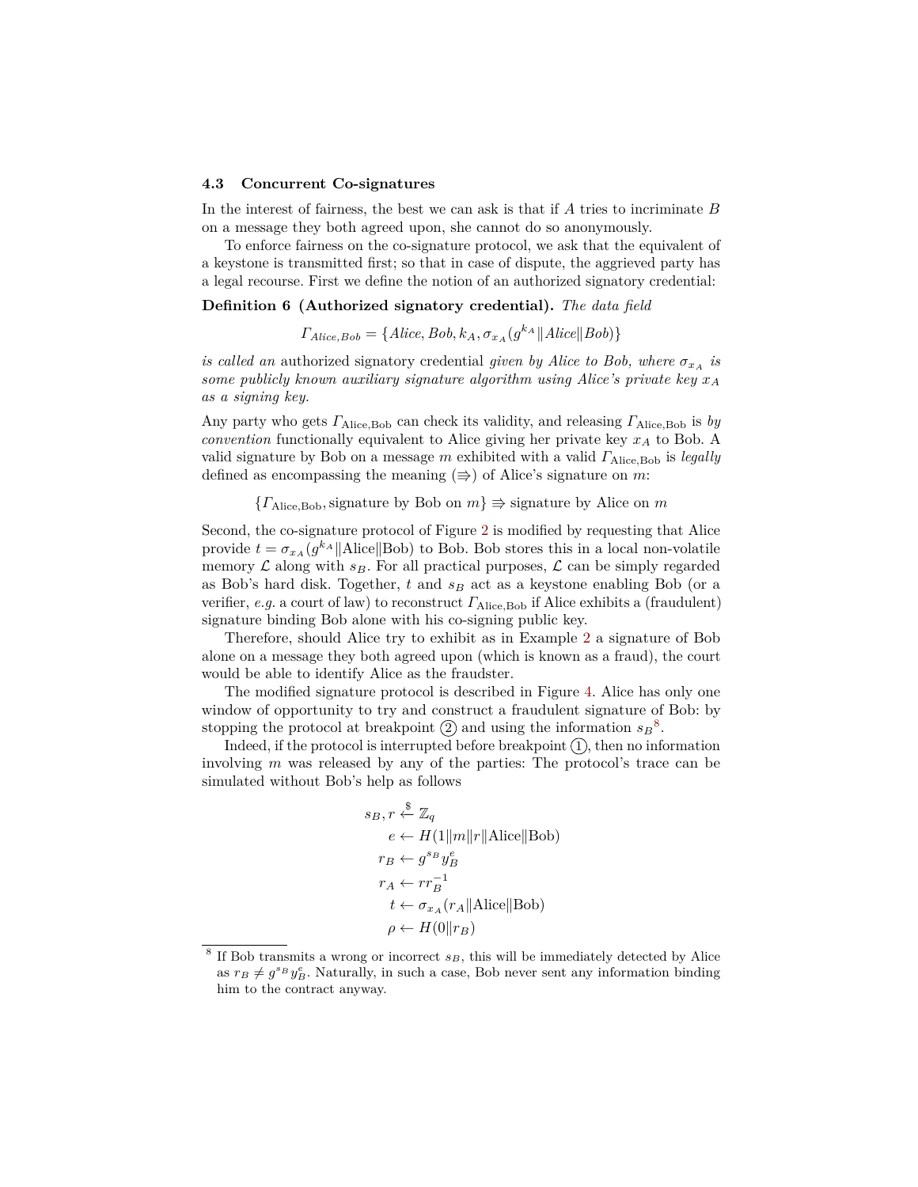### 4.3 Concurrent Co-signatures

In the interest of fairness, the best we can ask is that if $A$ tries to incriminate $B$ on a message they both agreed upon, she cannot do so anonymously.

To enforce fairness on the co-signature protocol, we ask that the equivalent of a keystone is transmitted first; so that in case of dispute, the aggrieved party has a legal recourse. First we define the notion of an authorized signatory credential:

**Definition 6 (Authorized signatory credential).** *The data field*

$$\Gamma_{Alice,Bob} = \{Alice, Bob, k_A, \sigma_{x_A}(g^{k_A} \| Alice \| Bob)\}$$

*is called an* authorized signatory credential *given by Alice to Bob, where $\sigma_{x_A}$ is some publicly known auxiliary signature algorithm using Alice's private key $x_A$ as a signing key.*

Any party who gets $\Gamma_{\text{Alice,Bob}}$ can check its validity, and releasing $\Gamma_{\text{Alice,Bob}}$ is *by convention* functionally equivalent to Alice giving her private key $x_A$ to Bob. A valid signature by Bob on a message $m$ exhibited with a valid $\Gamma_{\text{Alice,Bob}}$ is *legally* defined as encompassing the meaning ($\Rightarrow$) of Alice's signature on $m$:

$$\{\Gamma_{\text{Alice,Bob}}, \text{signature by Bob on } m\} \Rightarrow \text{signature by Alice on } m$$

Second, the co-signature protocol of Figure 2 is modified by requesting that Alice provide $t = \sigma_{x_A}(g^{k_A} \| \text{Alice} \| \text{Bob})$ to Bob. Bob stores this in a local non-volatile memory $\mathcal{L}$ along with $s_B$. For all practical purposes, $\mathcal{L}$ can be simply regarded as Bob's hard disk. Together, $t$ and $s_B$ act as a keystone enabling Bob (or a verifier, *e.g.* a court of law) to reconstruct $\Gamma_{\text{Alice,Bob}}$ if Alice exhibits a (fraudulent) signature binding Bob alone with his co-signing public key.

Therefore, should Alice try to exhibit as in Example 2 a signature of Bob alone on a message they both agreed upon (which is known as a fraud), the court would be able to identify Alice as the fraudster.

The modified signature protocol is described in Figure 4. Alice has only one window of opportunity to try and construct a fraudulent signature of Bob: by stopping the protocol at breakpoint ② and using the information $s_B$[8].

Indeed, if the protocol is interrupted before breakpoint ①, then no information involving $m$ was released by any of the parties: The protocol's trace can be simulated without Bob's help as follows

$$\begin{aligned}
s_B, r &\xleftarrow{\$} \mathbb{Z}_q \\
e &\leftarrow H(1 \| m \| r \| \text{Alice} \| \text{Bob}) \\
r_B &\leftarrow g^{s_B} y_B^e \\
r_A &\leftarrow r r_B^{-1} \\
t &\leftarrow \sigma_{x_A}(r_A \| \text{Alice} \| \text{Bob}) \\
\rho &\leftarrow H(0 \| r_B)
\end{aligned}$$

[8] If Bob transmits a wrong or incorrect $s_B$, this will be immediately detected by Alice as $r_B \neq g^{s_B} y_B^e$. Naturally, in such a case, Bob never sent any information binding him to the contract anyway.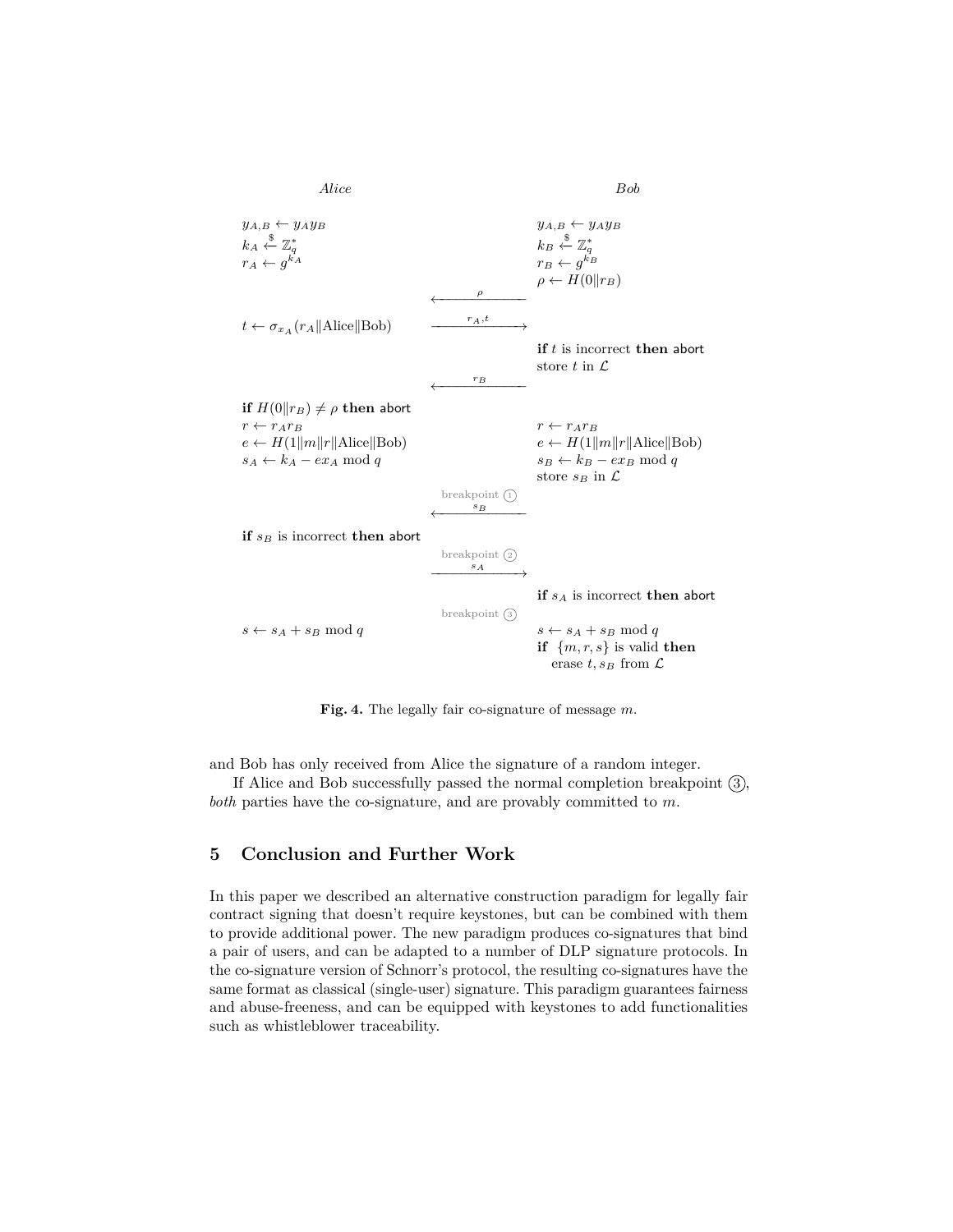| Alice | | Bob |
|---|---|---|
| $y_{A,B} \leftarrow y_A y_B$ | | $y_{A,B} \leftarrow y_A y_B$ |
| $k_A \xleftarrow{\$} \mathbb{Z}_q^*$ | | $k_B \xleftarrow{\$} \mathbb{Z}_q^*$ |
| $r_A \leftarrow g^{k_A}$ | | $r_B \leftarrow g^{k_B}$ |
| | | $\rho \leftarrow H(0 \Vert r_B)$ |
| | $\xleftarrow{\quad \rho \quad}$ | |
| $t \leftarrow \sigma_{x_A}(r_A \Vert \text{Alice} \Vert \text{Bob})$ | $\xrightarrow{\quad r_A, t \quad}$ | |
| | | **if** $t$ is incorrect **then** abort |
| | | store $t$ in $\mathcal{L}$ |
| | $\xleftarrow{\quad r_B \quad}$ | |
| **if** $H(0 \Vert r_B) \neq \rho$ **then** abort | | |
| $r \leftarrow r_A r_B$ | | $r \leftarrow r_A r_B$ |
| $e \leftarrow H(1 \Vert m \Vert r \Vert \text{Alice} \Vert \text{Bob})$ | | $e \leftarrow H(1 \Vert m \Vert r \Vert \text{Alice} \Vert \text{Bob})$ |
| $s_A \leftarrow k_A - e x_A \bmod q$ | | $s_B \leftarrow k_B - e x_B \bmod q$ |
| | | store $s_B$ in $\mathcal{L}$ |
| | breakpoint (1) $\xleftarrow{\quad s_B \quad}$ | |
| **if** $s_B$ is incorrect **then** abort | | |
| | breakpoint (2) $\xrightarrow{\quad s_A \quad}$ | |
| | | **if** $s_A$ is incorrect **then** abort |
| | breakpoint (3) | |
| $s \leftarrow s_A + s_B \bmod q$ | | $s \leftarrow s_A + s_B \bmod q$ |
| | | **if** $\{m, r, s\}$ is valid **then** |
| | | erase $t, s_B$ from $\mathcal{L}$ |

**Fig. 4.** The legally fair co-signature of message $m$.

and Bob has only received from Alice the signature of a random integer.

If Alice and Bob successfully passed the normal completion breakpoint (3), *both* parties have the co-signature, and are provably committed to $m$.

## 5 Conclusion and Further Work

In this paper we described an alternative construction paradigm for legally fair contract signing that doesn't require keystones, but can be combined with them to provide additional power. The new paradigm produces co-signatures that bind a pair of users, and can be adapted to a number of DLP signature protocols. In the co-signature version of Schnorr's protocol, the resulting co-signatures have the same format as classical (single-user) signature. This paradigm guarantees fairness and abuse-freeness, and can be equipped with keystones to add functionalities such as whistleblower traceability.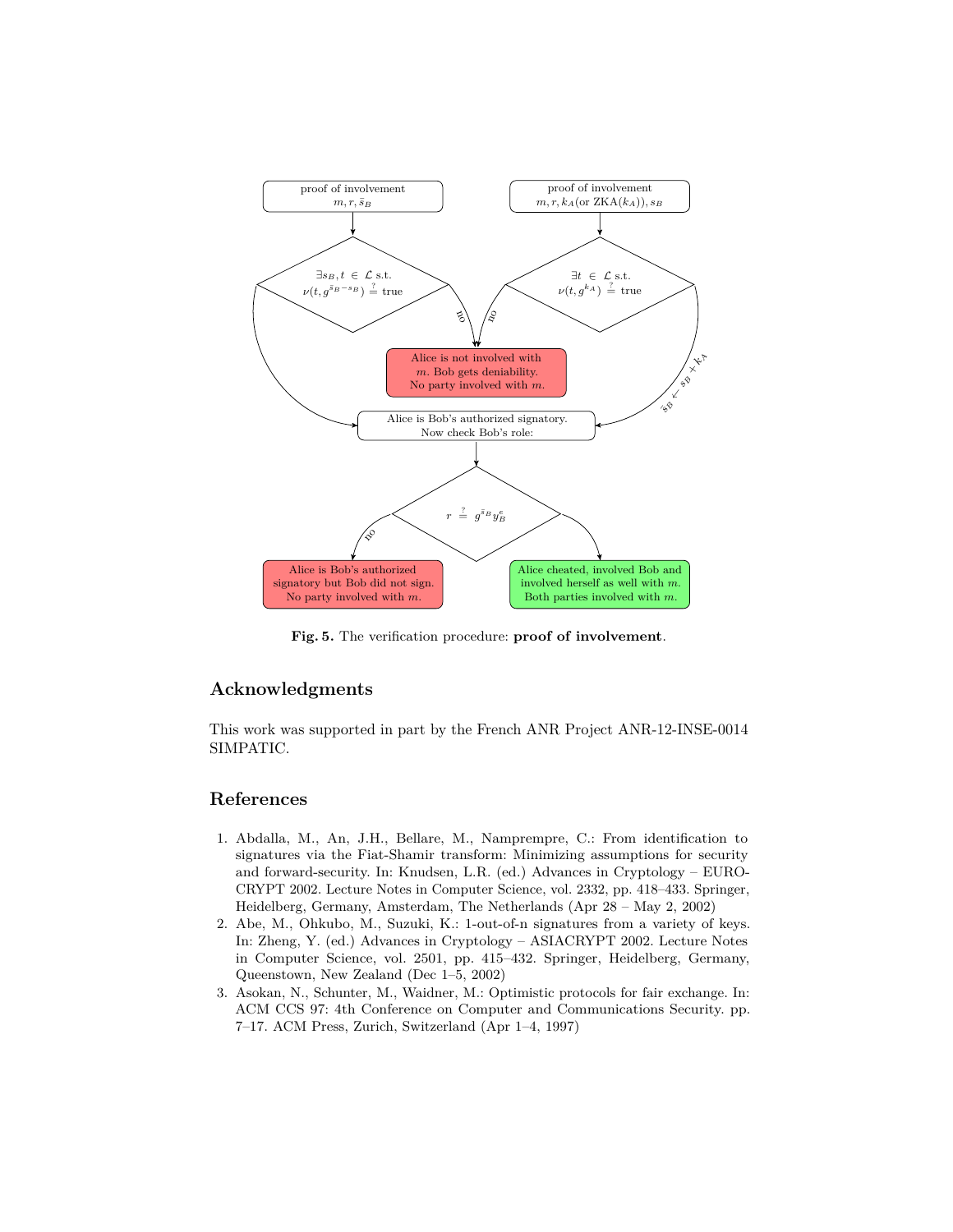proof of involvement
$m, r, \bar{s}_B$

proof of involvement
$m, r, k_A$(or ZKA($k_A$)), $s_B$

$\exists s_B, t \in \mathcal{L}$ s.t. $\nu(t, g^{\bar{s}_B - s_B}) \stackrel{?}{=}$ true

$\exists t \in \mathcal{L}$ s.t. $\nu(t, g^{k_A}) \stackrel{?}{=}$ true

no

no

Alice is not involved with $m$. Bob gets deniability. No party involved with $m$.

$\bar{s}_B \leftarrow s_B + k_A$

Alice is Bob's authorized signatory. Now check Bob's role:

$r \stackrel{?}{=} g^{\bar{s}_B} y_B^e$

no

Alice is Bob's authorized signatory but Bob did not sign. No party involved with $m$.

Alice cheated, involved Bob and involved herself as well with $m$. Both parties involved with $m$.

**Fig. 5.** The verification procedure: **proof of involvement**.

## Acknowledgments

This work was supported in part by the French ANR Project ANR-12-INSE-0014 SIMPATIC.

## References

1. Abdalla, M., An, J.H., Bellare, M., Namprempre, C.: From identification to signatures via the Fiat-Shamir transform: Minimizing assumptions for security and forward-security. In: Knudsen, L.R. (ed.) Advances in Cryptology – EUROCRYPT 2002. Lecture Notes in Computer Science, vol. 2332, pp. 418–433. Springer, Heidelberg, Germany, Amsterdam, The Netherlands (Apr 28 – May 2, 2002)
2. Abe, M., Ohkubo, M., Suzuki, K.: 1-out-of-n signatures from a variety of keys. In: Zheng, Y. (ed.) Advances in Cryptology – ASIACRYPT 2002. Lecture Notes in Computer Science, vol. 2501, pp. 415–432. Springer, Heidelberg, Germany, Queenstown, New Zealand (Dec 1–5, 2002)
3. Asokan, N., Schunter, M., Waidner, M.: Optimistic protocols for fair exchange. In: ACM CCS 97: 4th Conference on Computer and Communications Security. pp. 7–17. ACM Press, Zurich, Switzerland (Apr 1–4, 1997)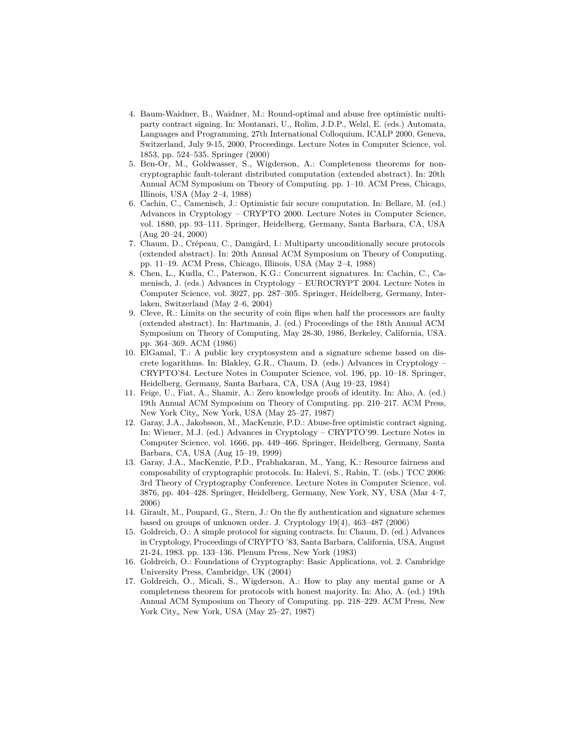4. Baum-Waidner, B., Waidner, M.: Round-optimal and abuse free optimistic multi-party contract signing. In: Montanari, U., Rolim, J.D.P., Welzl, E. (eds.) Automata, Languages and Programming, 27th International Colloquium, ICALP 2000, Geneva, Switzerland, July 9-15, 2000, Proceedings. Lecture Notes in Computer Science, vol. 1853, pp. 524–535. Springer (2000)
5. Ben-Or, M., Goldwasser, S., Wigderson, A.: Completeness theorems for non-cryptographic fault-tolerant distributed computation (extended abstract). In: 20th Annual ACM Symposium on Theory of Computing. pp. 1–10. ACM Press, Chicago, Illinois, USA (May 2–4, 1988)
6. Cachin, C., Camenisch, J.: Optimistic fair secure computation. In: Bellare, M. (ed.) Advances in Cryptology – CRYPTO 2000. Lecture Notes in Computer Science, vol. 1880, pp. 93–111. Springer, Heidelberg, Germany, Santa Barbara, CA, USA (Aug 20–24, 2000)
7. Chaum, D., Crépeau, C., Damgård, I.: Multiparty unconditionally secure protocols (extended abstract). In: 20th Annual ACM Symposium on Theory of Computing. pp. 11–19. ACM Press, Chicago, Illinois, USA (May 2–4, 1988)
8. Chen, L., Kudla, C., Paterson, K.G.: Concurrent signatures. In: Cachin, C., Camenisch, J. (eds.) Advances in Cryptology – EUROCRYPT 2004. Lecture Notes in Computer Science, vol. 3027, pp. 287–305. Springer, Heidelberg, Germany, Interlaken, Switzerland (May 2–6, 2004)
9. Cleve, R.: Limits on the security of coin flips when half the processors are faulty (extended abstract). In: Hartmanis, J. (ed.) Proceedings of the 18th Annual ACM Symposium on Theory of Computing, May 28-30, 1986, Berkeley, California, USA. pp. 364–369. ACM (1986)
10. ElGamal, T.: A public key cryptosystem and a signature scheme based on discrete logarithms. In: Blakley, G.R., Chaum, D. (eds.) Advances in Cryptology – CRYPTO'84. Lecture Notes in Computer Science, vol. 196, pp. 10–18. Springer, Heidelberg, Germany, Santa Barbara, CA, USA (Aug 19–23, 1984)
11. Feige, U., Fiat, A., Shamir, A.: Zero knowledge proofs of identity. In: Aho, A. (ed.) 19th Annual ACM Symposium on Theory of Computing. pp. 210–217. ACM Press, New York City,, New York, USA (May 25–27, 1987)
12. Garay, J.A., Jakobsson, M., MacKenzie, P.D.: Abuse-free optimistic contract signing. In: Wiener, M.J. (ed.) Advances in Cryptology – CRYPTO'99. Lecture Notes in Computer Science, vol. 1666, pp. 449–466. Springer, Heidelberg, Germany, Santa Barbara, CA, USA (Aug 15–19, 1999)
13. Garay, J.A., MacKenzie, P.D., Prabhakaran, M., Yang, K.: Resource fairness and composability of cryptographic protocols. In: Halevi, S., Rabin, T. (eds.) TCC 2006: 3rd Theory of Cryptography Conference. Lecture Notes in Computer Science, vol. 3876, pp. 404–428. Springer, Heidelberg, Germany, New York, NY, USA (Mar 4–7, 2006)
14. Girault, M., Poupard, G., Stern, J.: On the fly authentication and signature schemes based on groups of unknown order. J. Cryptology 19(4), 463–487 (2006)
15. Goldreich, O.: A simple protocol for signing contracts. In: Chaum, D. (ed.) Advances in Cryptology, Proceedings of CRYPTO '83, Santa Barbara, California, USA, August 21-24, 1983. pp. 133–136. Plenum Press, New York (1983)
16. Goldreich, O.: Foundations of Cryptography: Basic Applications, vol. 2. Cambridge University Press, Cambridge, UK (2004)
17. Goldreich, O., Micali, S., Wigderson, A.: How to play any mental game or A completeness theorem for protocols with honest majority. In: Aho, A. (ed.) 19th Annual ACM Symposium on Theory of Computing. pp. 218–229. ACM Press, New York City,, New York, USA (May 25–27, 1987)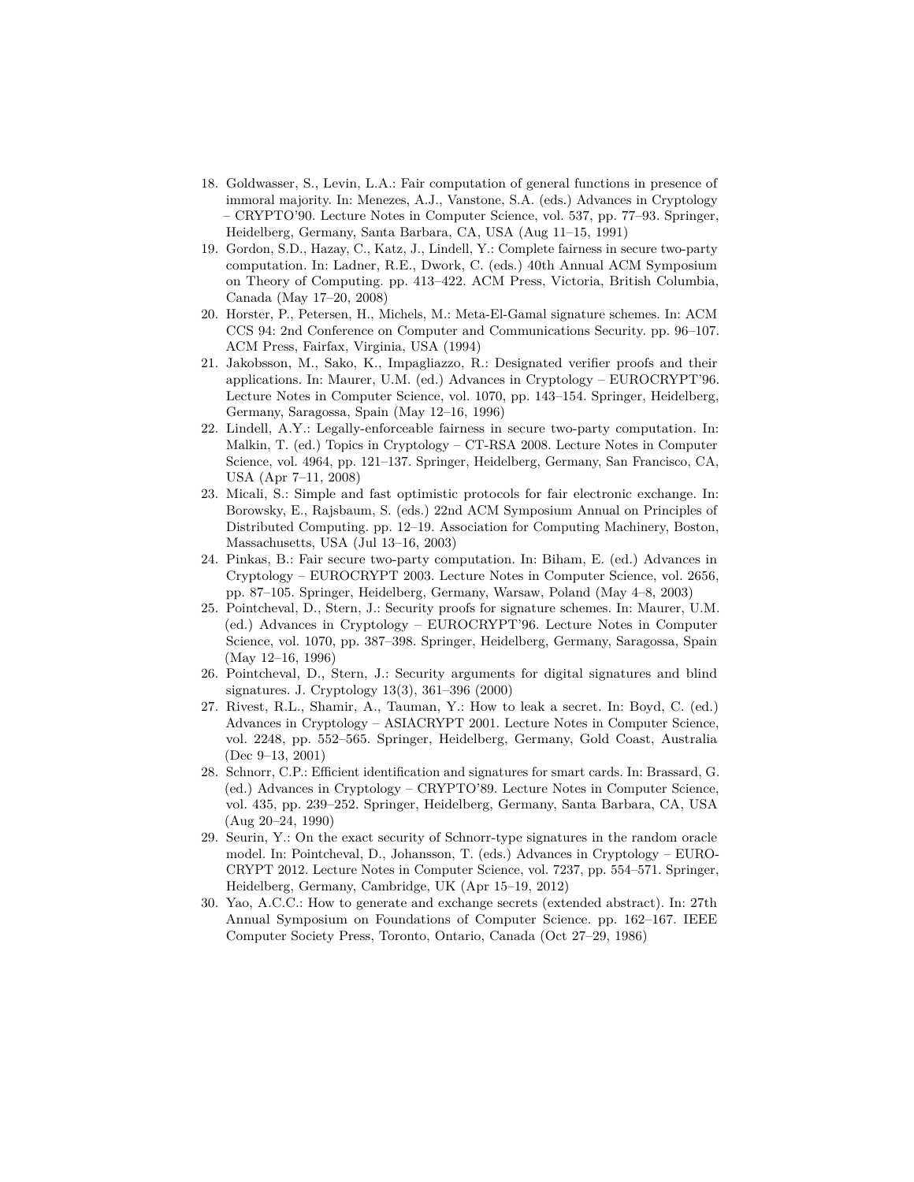18. Goldwasser, S., Levin, L.A.: Fair computation of general functions in presence of immoral majority. In: Menezes, A.J., Vanstone, S.A. (eds.) Advances in Cryptology – CRYPTO'90. Lecture Notes in Computer Science, vol. 537, pp. 77–93. Springer, Heidelberg, Germany, Santa Barbara, CA, USA (Aug 11–15, 1991)
19. Gordon, S.D., Hazay, C., Katz, J., Lindell, Y.: Complete fairness in secure two-party computation. In: Ladner, R.E., Dwork, C. (eds.) 40th Annual ACM Symposium on Theory of Computing. pp. 413–422. ACM Press, Victoria, British Columbia, Canada (May 17–20, 2008)
20. Horster, P., Petersen, H., Michels, M.: Meta-El-Gamal signature schemes. In: ACM CCS 94: 2nd Conference on Computer and Communications Security. pp. 96–107. ACM Press, Fairfax, Virginia, USA (1994)
21. Jakobsson, M., Sako, K., Impagliazzo, R.: Designated verifier proofs and their applications. In: Maurer, U.M. (ed.) Advances in Cryptology – EUROCRYPT'96. Lecture Notes in Computer Science, vol. 1070, pp. 143–154. Springer, Heidelberg, Germany, Saragossa, Spain (May 12–16, 1996)
22. Lindell, A.Y.: Legally-enforceable fairness in secure two-party computation. In: Malkin, T. (ed.) Topics in Cryptology – CT-RSA 2008. Lecture Notes in Computer Science, vol. 4964, pp. 121–137. Springer, Heidelberg, Germany, San Francisco, CA, USA (Apr 7–11, 2008)
23. Micali, S.: Simple and fast optimistic protocols for fair electronic exchange. In: Borowsky, E., Rajsbaum, S. (eds.) 22nd ACM Symposium Annual on Principles of Distributed Computing. pp. 12–19. Association for Computing Machinery, Boston, Massachusetts, USA (Jul 13–16, 2003)
24. Pinkas, B.: Fair secure two-party computation. In: Biham, E. (ed.) Advances in Cryptology – EUROCRYPT 2003. Lecture Notes in Computer Science, vol. 2656, pp. 87–105. Springer, Heidelberg, Germany, Warsaw, Poland (May 4–8, 2003)
25. Pointcheval, D., Stern, J.: Security proofs for signature schemes. In: Maurer, U.M. (ed.) Advances in Cryptology – EUROCRYPT'96. Lecture Notes in Computer Science, vol. 1070, pp. 387–398. Springer, Heidelberg, Germany, Saragossa, Spain (May 12–16, 1996)
26. Pointcheval, D., Stern, J.: Security arguments for digital signatures and blind signatures. J. Cryptology 13(3), 361–396 (2000)
27. Rivest, R.L., Shamir, A., Tauman, Y.: How to leak a secret. In: Boyd, C. (ed.) Advances in Cryptology – ASIACRYPT 2001. Lecture Notes in Computer Science, vol. 2248, pp. 552–565. Springer, Heidelberg, Germany, Gold Coast, Australia (Dec 9–13, 2001)
28. Schnorr, C.P.: Efficient identification and signatures for smart cards. In: Brassard, G. (ed.) Advances in Cryptology – CRYPTO'89. Lecture Notes in Computer Science, vol. 435, pp. 239–252. Springer, Heidelberg, Germany, Santa Barbara, CA, USA (Aug 20–24, 1990)
29. Seurin, Y.: On the exact security of Schnorr-type signatures in the random oracle model. In: Pointcheval, D., Johansson, T. (eds.) Advances in Cryptology – EUROCRYPT 2012. Lecture Notes in Computer Science, vol. 7237, pp. 554–571. Springer, Heidelberg, Germany, Cambridge, UK (Apr 15–19, 2012)
30. Yao, A.C.C.: How to generate and exchange secrets (extended abstract). In: 27th Annual Symposium on Foundations of Computer Science. pp. 162–167. IEEE Computer Society Press, Toronto, Ontario, Canada (Oct 27–29, 1986)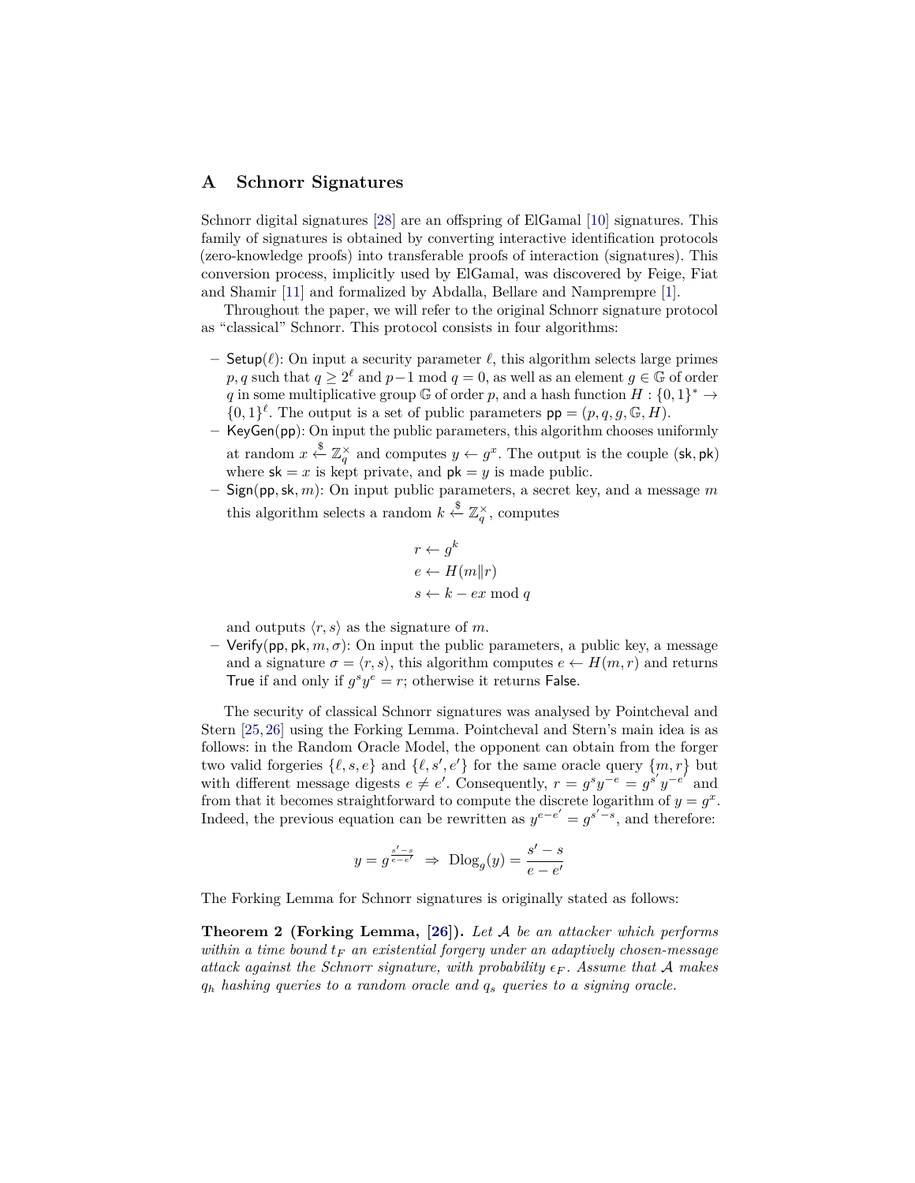## A Schnorr Signatures

Schnorr digital signatures [28] are an offspring of ElGamal [10] signatures. This family of signatures is obtained by converting interactive identification protocols (zero-knowledge proofs) into transferable proofs of interaction (signatures). This conversion process, implicitly used by ElGamal, was discovered by Feige, Fiat and Shamir [11] and formalized by Abdalla, Bellare and Namprempre [1].

Throughout the paper, we will refer to the original Schnorr signature protocol as "classical" Schnorr. This protocol consists in four algorithms:

- $\mathsf{Setup}(\ell)$: On input a security parameter $\ell$, this algorithm selects large primes $p, q$ such that $q \geq 2^\ell$ and $p-1 \bmod q = 0$, as well as an element $g \in \mathbb{G}$ of order $q$ in some multiplicative group $\mathbb{G}$ of order $p$, and a hash function $H : \{0,1\}^* \to \{0,1\}^\ell$. The output is a set of public parameters $\mathsf{pp} = (p, q, g, \mathbb{G}, H)$.
- $\mathsf{KeyGen}(\mathsf{pp})$: On input the public parameters, this algorithm chooses uniformly at random $x \xleftarrow{\$} \mathbb{Z}_q^\times$ and computes $y \leftarrow g^x$. The output is the couple $(\mathsf{sk}, \mathsf{pk})$ where $\mathsf{sk} = x$ is kept private, and $\mathsf{pk} = y$ is made public.
- $\mathsf{Sign}(\mathsf{pp}, \mathsf{sk}, m)$: On input public parameters, a secret key, and a message $m$ this algorithm selects a random $k \xleftarrow{\$} \mathbb{Z}_q^\times$, computes

$$
\begin{aligned}
r &\leftarrow g^k \\
e &\leftarrow H(m \| r) \\
s &\leftarrow k - ex \bmod q
\end{aligned}
$$

and outputs $\langle r, s \rangle$ as the signature of $m$.
- $\mathsf{Verify}(\mathsf{pp}, \mathsf{pk}, m, \sigma)$: On input the public parameters, a public key, a message and a signature $\sigma = \langle r, s \rangle$, this algorithm computes $e \leftarrow H(m, r)$ and returns $\mathsf{True}$ if and only if $g^s y^e = r$; otherwise it returns $\mathsf{False}$.

The security of classical Schnorr signatures was analysed by Pointcheval and Stern [25, 26] using the Forking Lemma. Pointcheval and Stern's main idea is as follows: in the Random Oracle Model, the opponent can obtain from the forger two valid forgeries $\{\ell, s, e\}$ and $\{\ell, s', e'\}$ for the same oracle query $\{m, r\}$ but with different message digests $e \neq e'$. Consequently, $r = g^s y^{-e} = g^{s'} y^{-e'}$ and from that it becomes straightforward to compute the discrete logarithm of $y = g^x$. Indeed, the previous equation can be rewritten as $y^{e-e'} = g^{s'-s}$, and therefore:

$$
y = g^{\frac{s'-s}{e-e'}} \;\Rightarrow\; \mathrm{Dlog}_g(y) = \frac{s'-s}{e-e'}
$$

The Forking Lemma for Schnorr signatures is originally stated as follows:

**Theorem 2 (Forking Lemma, [26]).** *Let $\mathcal{A}$ be an attacker which performs within a time bound $t_F$ an existential forgery under an adaptively chosen-message attack against the Schnorr signature, with probability $\epsilon_F$. Assume that $\mathcal{A}$ makes $q_h$ hashing queries to a random oracle and $q_s$ queries to a signing oracle.*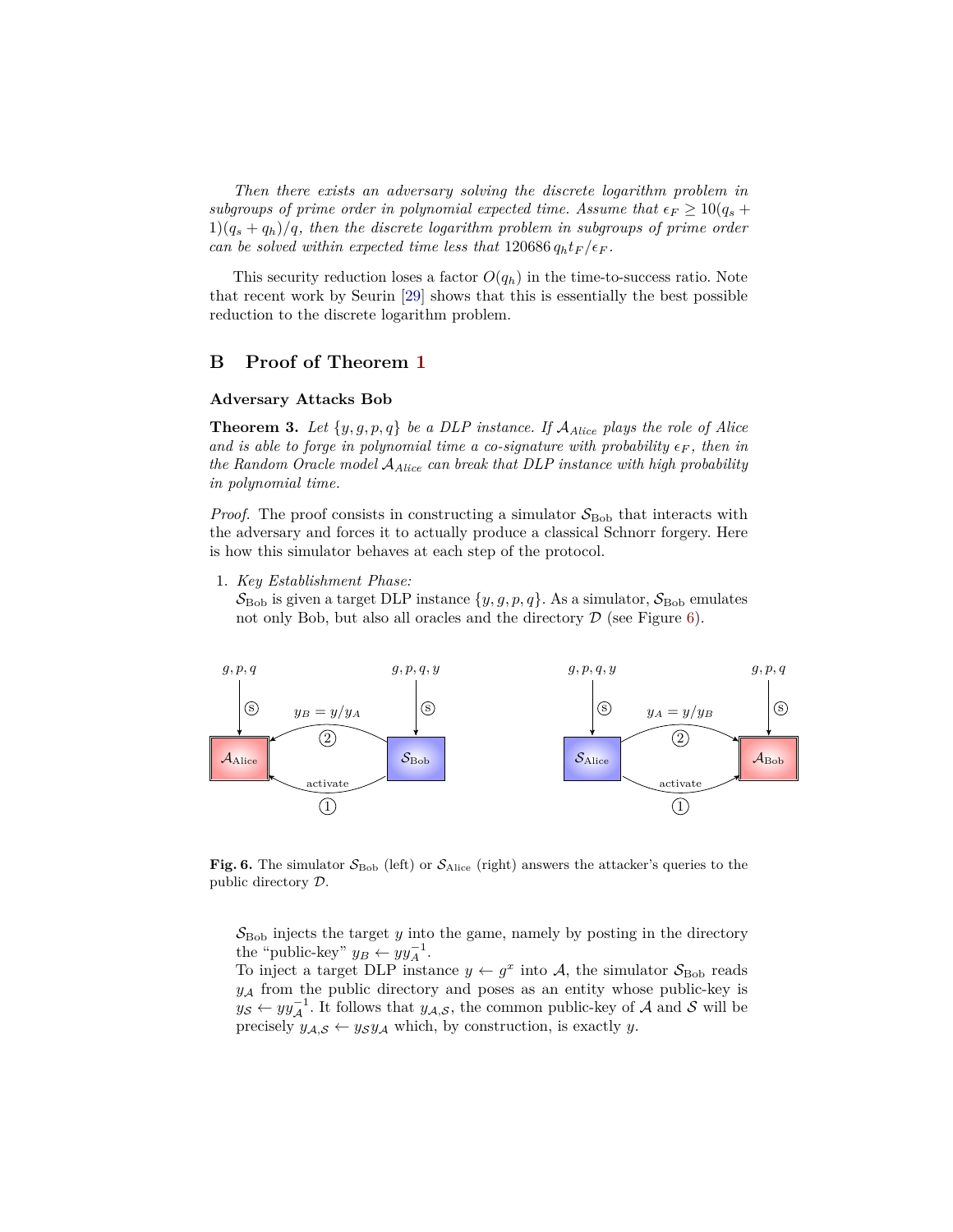*Then there exists an adversary solving the discrete logarithm problem in subgroups of prime order in polynomial expected time. Assume that $\epsilon_F \geq 10(q_s + 1)(q_s + q_h)/q$, then the discrete logarithm problem in subgroups of prime order can be solved within expected time less that $120686\, q_h t_F / \epsilon_F$.*

This security reduction loses a factor $O(q_h)$ in the time-to-success ratio. Note that recent work by Seurin [29] shows that this is essentially the best possible reduction to the discrete logarithm problem.

## B Proof of Theorem 1

### Adversary Attacks Bob

**Theorem 3.** *Let $\{y, g, p, q\}$ be a DLP instance. If $\mathcal{A}_{Alice}$ plays the role of Alice and is able to forge in polynomial time a co-signature with probability $\epsilon_F$, then in the Random Oracle model $\mathcal{A}_{Alice}$ can break that DLP instance with high probability in polynomial time.*

*Proof.* The proof consists in constructing a simulator $\mathcal{S}_{\text{Bob}}$ that interacts with the adversary and forces it to actually produce a classical Schnorr forgery. Here is how this simulator behaves at each step of the protocol.

1. *Key Establishment Phase:*
   $\mathcal{S}_{\text{Bob}}$ is given a target DLP instance $\{y, g, p, q\}$. As a simulator, $\mathcal{S}_{\text{Bob}}$ emulates not only Bob, but also all oracles and the directory $\mathcal{D}$ (see Figure 6).

**Fig. 6.** The simulator $\mathcal{S}_{\text{Bob}}$ (left) or $\mathcal{S}_{\text{Alice}}$ (right) answers the attacker's queries to the public directory $\mathcal{D}$.

   $\mathcal{S}_{\text{Bob}}$ injects the target $y$ into the game, namely by posting in the directory the "public-key" $y_B \leftarrow y y_A^{-1}$.
   To inject a target DLP instance $y \leftarrow g^x$ into $\mathcal{A}$, the simulator $\mathcal{S}_{\text{Bob}}$ reads $y_{\mathcal{A}}$ from the public directory and poses as an entity whose public-key is $y_{\mathcal{S}} \leftarrow y y_{\mathcal{A}}^{-1}$. It follows that $y_{\mathcal{A},\mathcal{S}}$, the common public-key of $\mathcal{A}$ and $\mathcal{S}$ will be precisely $y_{\mathcal{A},\mathcal{S}} \leftarrow y_{\mathcal{S}} y_{\mathcal{A}}$ which, by construction, is exactly $y$.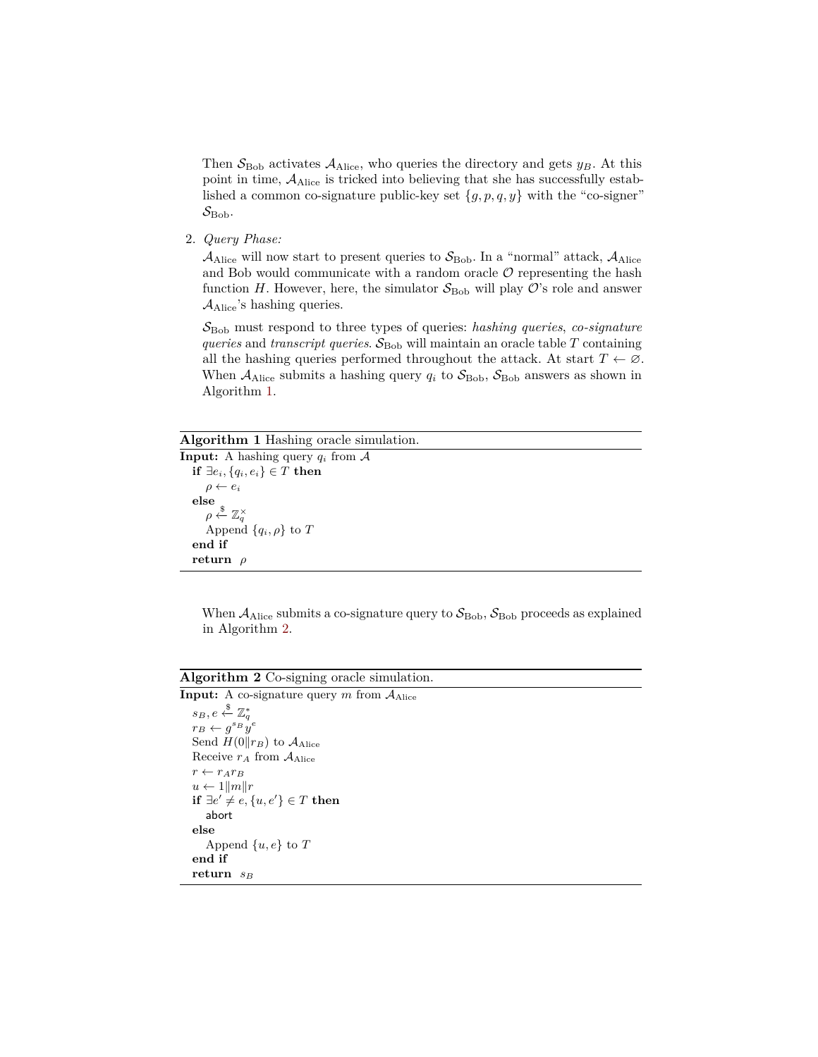Then $\mathcal{S}_{\text{Bob}}$ activates $\mathcal{A}_{\text{Alice}}$, who queries the directory and gets $y_B$. At this point in time, $\mathcal{A}_{\text{Alice}}$ is tricked into believing that she has successfully established a common co-signature public-key set $\{g, p, q, y\}$ with the "co-signer" $\mathcal{S}_{\text{Bob}}$.

2. *Query Phase:*

   $\mathcal{A}_{\text{Alice}}$ will now start to present queries to $\mathcal{S}_{\text{Bob}}$. In a "normal" attack, $\mathcal{A}_{\text{Alice}}$ and Bob would communicate with a random oracle $\mathcal{O}$ representing the hash function $H$. However, here, the simulator $\mathcal{S}_{\text{Bob}}$ will play $\mathcal{O}$'s role and answer $\mathcal{A}_{\text{Alice}}$'s hashing queries.

   $\mathcal{S}_{\text{Bob}}$ must respond to three types of queries: *hashing queries*, *co-signature queries* and *transcript queries*. $\mathcal{S}_{\text{Bob}}$ will maintain an oracle table $T$ containing all the hashing queries performed throughout the attack. At start $T \leftarrow \varnothing$. When $\mathcal{A}_{\text{Alice}}$ submits a hashing query $q_i$ to $\mathcal{S}_{\text{Bob}}$, $\mathcal{S}_{\text{Bob}}$ answers as shown in Algorithm 1.

**Algorithm 1** Hashing oracle simulation.

**Input:** A hashing query $q_i$ from $\mathcal{A}$

```
if ∃e_i, {q_i, e_i} ∈ T then
    ρ ← e_i
else
    ρ ←$ Z_q^×
    Append {q_i, ρ} to T
end if
return ρ
```

When $\mathcal{A}_{\text{Alice}}$ submits a co-signature query to $\mathcal{S}_{\text{Bob}}$, $\mathcal{S}_{\text{Bob}}$ proceeds as explained in Algorithm 2.

**Algorithm 2** Co-signing oracle simulation.

**Input:** A co-signature query $m$ from $\mathcal{A}_{\text{Alice}}$

```
s_B, e ←$ Z_q^*
r_B ← g^{s_B} y^e
Send H(0‖r_B) to A_Alice
Receive r_A from A_Alice
r ← r_A r_B
u ← 1‖m‖r
if ∃e' ≠ e, {u, e'} ∈ T then
    abort
else
    Append {u, e} to T
end if
return s_B
```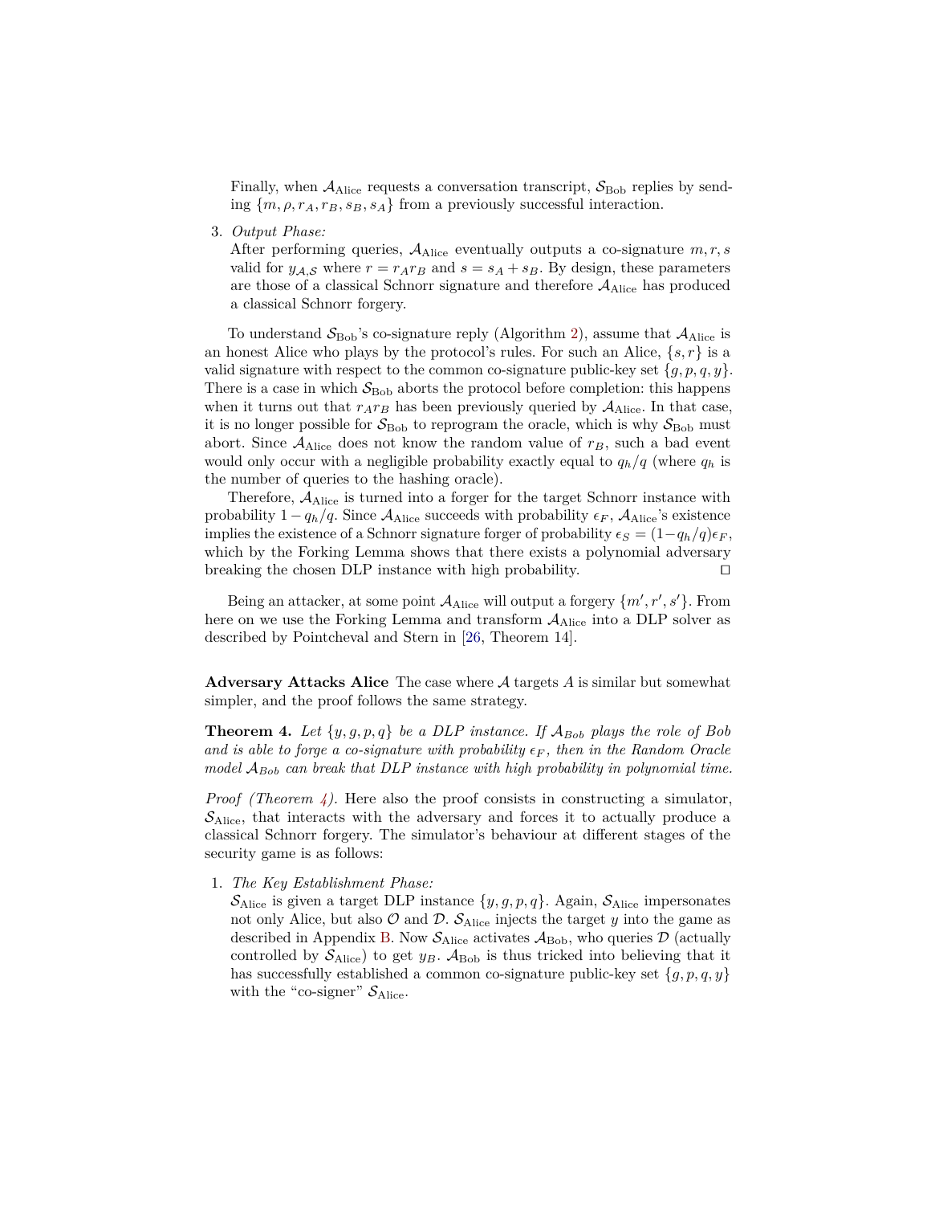Finally, when $\mathcal{A}_{\text{Alice}}$ requests a conversation transcript, $\mathcal{S}_{\text{Bob}}$ replies by sending $\{m, \rho, r_A, r_B, s_B, s_A\}$ from a previously successful interaction.

3. *Output Phase:*
   After performing queries, $\mathcal{A}_{\text{Alice}}$ eventually outputs a co-signature $m, r, s$ valid for $y_{\mathcal{A},\mathcal{S}}$ where $r = r_A r_B$ and $s = s_A + s_B$. By design, these parameters are those of a classical Schnorr signature and therefore $\mathcal{A}_{\text{Alice}}$ has produced a classical Schnorr forgery.

To understand $\mathcal{S}_{\text{Bob}}$'s co-signature reply (Algorithm 2), assume that $\mathcal{A}_{\text{Alice}}$ is an honest Alice who plays by the protocol's rules. For such an Alice, $\{s, r\}$ is a valid signature with respect to the common co-signature public-key set $\{g, p, q, y\}$. There is a case in which $\mathcal{S}_{\text{Bob}}$ aborts the protocol before completion: this happens when it turns out that $r_A r_B$ has been previously queried by $\mathcal{A}_{\text{Alice}}$. In that case, it is no longer possible for $\mathcal{S}_{\text{Bob}}$ to reprogram the oracle, which is why $\mathcal{S}_{\text{Bob}}$ must abort. Since $\mathcal{A}_{\text{Alice}}$ does not know the random value of $r_B$, such a bad event would only occur with a negligible probability exactly equal to $q_h/q$ (where $q_h$ is the number of queries to the hashing oracle).

Therefore, $\mathcal{A}_{\text{Alice}}$ is turned into a forger for the target Schnorr instance with probability $1 - q_h/q$. Since $\mathcal{A}_{\text{Alice}}$ succeeds with probability $\epsilon_F$, $\mathcal{A}_{\text{Alice}}$'s existence implies the existence of a Schnorr signature forger of probability $\epsilon_S = (1 - q_h/q)\epsilon_F$, which by the Forking Lemma shows that there exists a polynomial adversary breaking the chosen DLP instance with high probability. ◻

Being an attacker, at some point $\mathcal{A}_{\text{Alice}}$ will output a forgery $\{m', r', s'\}$. From here on we use the Forking Lemma and transform $\mathcal{A}_{\text{Alice}}$ into a DLP solver as described by Pointcheval and Stern in [26, Theorem 14].

**Adversary Attacks Alice** The case where $\mathcal{A}$ targets $A$ is similar but somewhat simpler, and the proof follows the same strategy.

**Theorem 4.** *Let $\{y, g, p, q\}$ be a DLP instance. If $\mathcal{A}_{Bob}$ plays the role of Bob and is able to forge a co-signature with probability $\epsilon_F$, then in the Random Oracle model $\mathcal{A}_{Bob}$ can break that DLP instance with high probability in polynomial time.*

*Proof (Theorem 4).* Here also the proof consists in constructing a simulator, $\mathcal{S}_{\text{Alice}}$, that interacts with the adversary and forces it to actually produce a classical Schnorr forgery. The simulator's behaviour at different stages of the security game is as follows:

1. *The Key Establishment Phase:*
   $\mathcal{S}_{\text{Alice}}$ is given a target DLP instance $\{y, g, p, q\}$. Again, $\mathcal{S}_{\text{Alice}}$ impersonates not only Alice, but also $\mathcal{O}$ and $\mathcal{D}$. $\mathcal{S}_{\text{Alice}}$ injects the target $y$ into the game as described in Appendix B. Now $\mathcal{S}_{\text{Alice}}$ activates $\mathcal{A}_{\text{Bob}}$, who queries $\mathcal{D}$ (actually controlled by $\mathcal{S}_{\text{Alice}}$) to get $y_B$. $\mathcal{A}_{\text{Bob}}$ is thus tricked into believing that it has successfully established a common co-signature public-key set $\{g, p, q, y\}$ with the "co-signer" $\mathcal{S}_{\text{Alice}}$.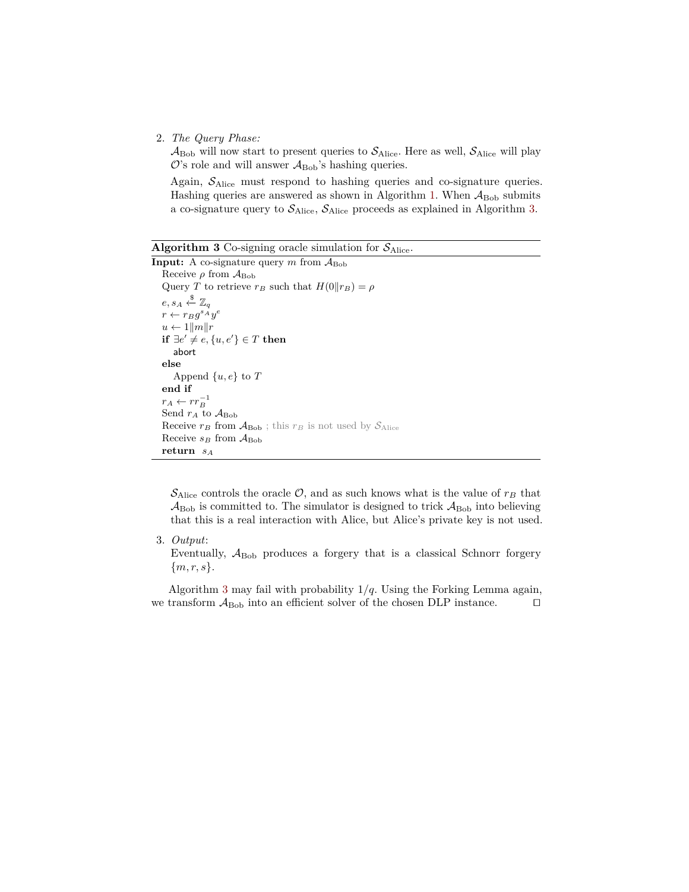2. *The Query Phase:*

   $\mathcal{A}_{\text{Bob}}$ will now start to present queries to $\mathcal{S}_{\text{Alice}}$. Here as well, $\mathcal{S}_{\text{Alice}}$ will play $\mathcal{O}$'s role and will answer $\mathcal{A}_{\text{Bob}}$'s hashing queries.

   Again, $\mathcal{S}_{\text{Alice}}$ must respond to hashing queries and co-signature queries. Hashing queries are answered as shown in Algorithm 1. When $\mathcal{A}_{\text{Bob}}$ submits a co-signature query to $\mathcal{S}_{\text{Alice}}$, $\mathcal{S}_{\text{Alice}}$ proceeds as explained in Algorithm 3.

**Algorithm 3** Co-signing oracle simulation for $\mathcal{S}_{\text{Alice}}$.

```
Input: A co-signature query m from A_Bob
  Receive ρ from A_Bob
  Query T to retrieve r_B such that H(0‖r_B) = ρ
  e, s_A ←$ Z_q
  r ← r_B g^{s_A} y^e
  u ← 1‖m‖r
  if ∃e' ≠ e, {u, e'} ∈ T then
      abort
  else
      Append {u, e} to T
  end if
  r_A ← r r_B^{-1}
  Send r_A to A_Bob
  Receive r_B from A_Bob ; this r_B is not used by S_Alice
  Receive s_B from A_Bob
  return s_A
```

   $\mathcal{S}_{\text{Alice}}$ controls the oracle $\mathcal{O}$, and as such knows what is the value of $r_B$ that $\mathcal{A}_{\text{Bob}}$ is committed to. The simulator is designed to trick $\mathcal{A}_{\text{Bob}}$ into believing that this is a real interaction with Alice, but Alice's private key is not used.

3. *Output*:

   Eventually, $\mathcal{A}_{\text{Bob}}$ produces a forgery that is a classical Schnorr forgery $\{m, r, s\}$.

Algorithm 3 may fail with probability $1/q$. Using the Forking Lemma again, we transform $\mathcal{A}_{\text{Bob}}$ into an efficient solver of the chosen DLP instance. □